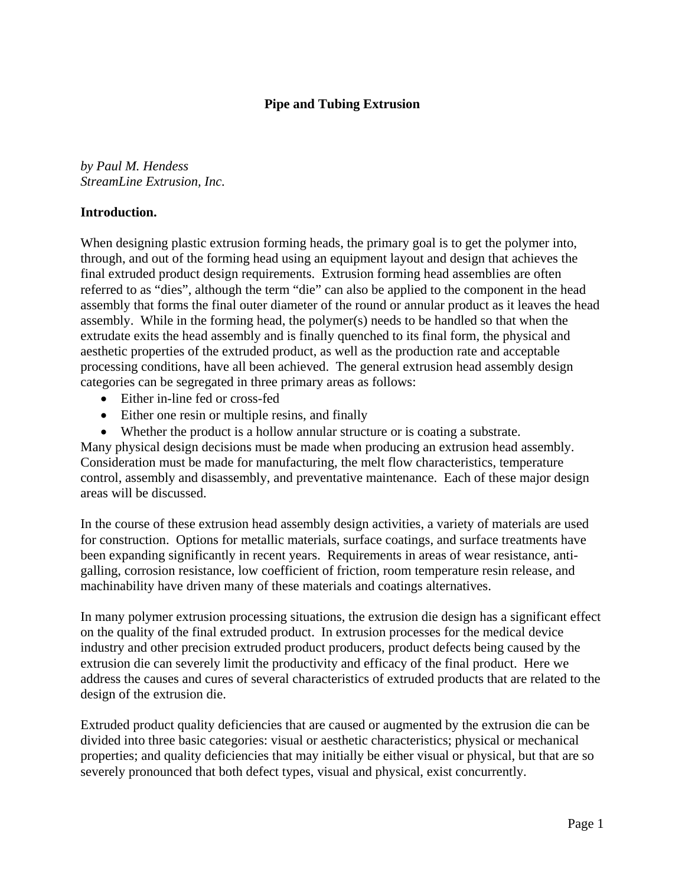# Pipe and Tubing Extrusion

*by Paul M. Hendess*
*StreamLine Extrusion, Inc.*

**Introduction.**

When designing plastic extrusion forming heads, the primary goal is to get the polymer into, through, and out of the forming head using an equipment layout and design that achieves the final extruded product design requirements. Extrusion forming head assemblies are often referred to as "dies", although the term "die" can also be applied to the component in the head assembly that forms the final outer diameter of the round or annular product as it leaves the head assembly. While in the forming head, the polymer(s) needs to be handled so that when the extrudate exits the head assembly and is finally quenched to its final form, the physical and aesthetic properties of the extruded product, as well as the production rate and acceptable processing conditions, have all been achieved. The general extrusion head assembly design categories can be segregated in three primary areas as follows:

- Either in-line fed or cross-fed
- Either one resin or multiple resins, and finally
- Whether the product is a hollow annular structure or is coating a substrate.

Many physical design decisions must be made when producing an extrusion head assembly. Consideration must be made for manufacturing, the melt flow characteristics, temperature control, assembly and disassembly, and preventative maintenance. Each of these major design areas will be discussed.

In the course of these extrusion head assembly design activities, a variety of materials are used for construction. Options for metallic materials, surface coatings, and surface treatments have been expanding significantly in recent years. Requirements in areas of wear resistance, anti-galling, corrosion resistance, low coefficient of friction, room temperature resin release, and machinability have driven many of these materials and coatings alternatives.

In many polymer extrusion processing situations, the extrusion die design has a significant effect on the quality of the final extruded product. In extrusion processes for the medical device industry and other precision extruded product producers, product defects being caused by the extrusion die can severely limit the productivity and efficacy of the final product. Here we address the causes and cures of several characteristics of extruded products that are related to the design of the extrusion die.

Extruded product quality deficiencies that are caused or augmented by the extrusion die can be divided into three basic categories: visual or aesthetic characteristics; physical or mechanical properties; and quality deficiencies that may initially be either visual or physical, but that are so severely pronounced that both defect types, visual and physical, exist concurrently.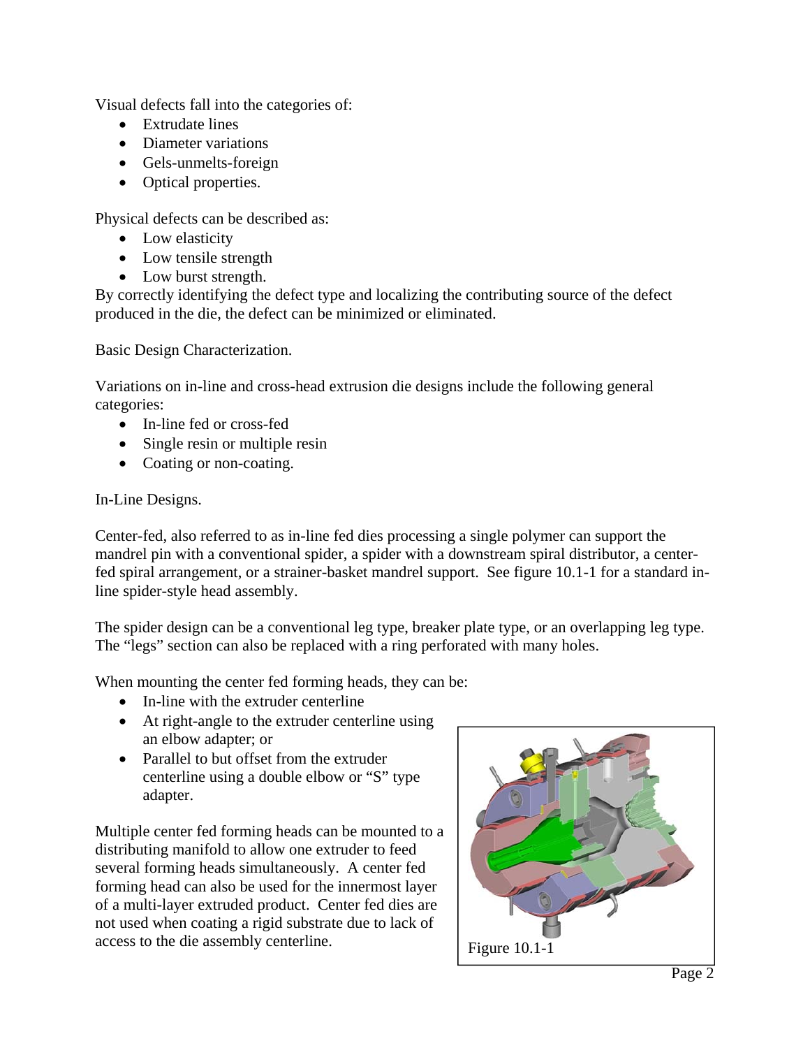Visual defects fall into the categories of:

- Extrudate lines
- Diameter variations
- Gels-unmelts-foreign
- Optical properties.

Physical defects can be described as:

- Low elasticity
- Low tensile strength
- Low burst strength.

By correctly identifying the defect type and localizing the contributing source of the defect produced in the die, the defect can be minimized or eliminated.

Basic Design Characterization.

Variations on in-line and cross-head extrusion die designs include the following general categories:

- In-line fed or cross-fed
- Single resin or multiple resin
- Coating or non-coating.

In-Line Designs.

Center-fed, also referred to as in-line fed dies processing a single polymer can support the mandrel pin with a conventional spider, a spider with a downstream spiral distributor, a center-fed spiral arrangement, or a strainer-basket mandrel support. See figure 10.1-1 for a standard in-line spider-style head assembly.

The spider design can be a conventional leg type, breaker plate type, or an overlapping leg type. The "legs" section can also be replaced with a ring perforated with many holes.

When mounting the center fed forming heads, they can be:

- In-line with the extruder centerline
- At right-angle to the extruder centerline using an elbow adapter; or
- Parallel to but offset from the extruder centerline using a double elbow or "S" type adapter.

Multiple center fed forming heads can be mounted to a distributing manifold to allow one extruder to feed several forming heads simultaneously. A center fed forming head can also be used for the innermost layer of a multi-layer extruded product. Center fed dies are not used when coating a rigid substrate due to lack of access to the die assembly centerline.

Figure 10.1-1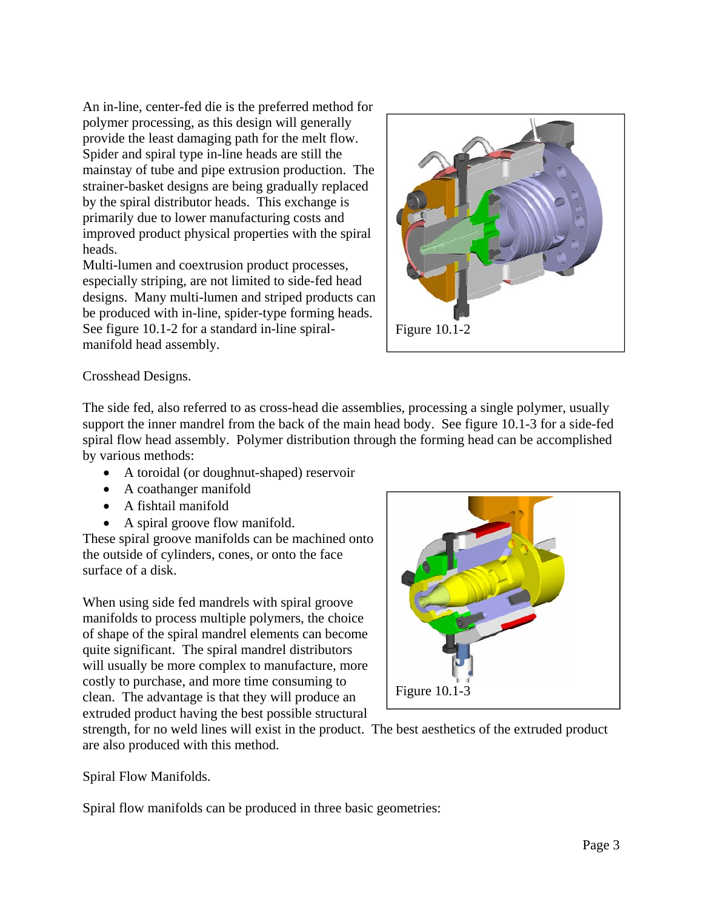An in-line, center-fed die is the preferred method for polymer processing, as this design will generally provide the least damaging path for the melt flow. Spider and spiral type in-line heads are still the mainstay of tube and pipe extrusion production. The strainer-basket designs are being gradually replaced by the spiral distributor heads. This exchange is primarily due to lower manufacturing costs and improved product physical properties with the spiral heads.

Multi-lumen and coextrusion product processes, especially striping, are not limited to side-fed head designs. Many multi-lumen and striped products can be produced with in-line, spider-type forming heads. See figure 10.1-2 for a standard in-line spiral-manifold head assembly.

Figure 10.1-2

Crosshead Designs.

The side fed, also referred to as cross-head die assemblies, processing a single polymer, usually support the inner mandrel from the back of the main head body. See figure 10.1-3 for a side-fed spiral flow head assembly. Polymer distribution through the forming head can be accomplished by various methods:

- A toroidal (or doughnut-shaped) reservoir
- A coathanger manifold
- A fishtail manifold
- A spiral groove flow manifold.

These spiral groove manifolds can be machined onto the outside of cylinders, cones, or onto the face surface of a disk.

When using side fed mandrels with spiral groove manifolds to process multiple polymers, the choice of shape of the spiral mandrel elements can become quite significant. The spiral mandrel distributors will usually be more complex to manufacture, more costly to purchase, and more time consuming to clean. The advantage is that they will produce an extruded product having the best possible structural strength, for no weld lines will exist in the product. The best aesthetics of the extruded product are also produced with this method.

Figure 10.1-3

Spiral Flow Manifolds.

Spiral flow manifolds can be produced in three basic geometries: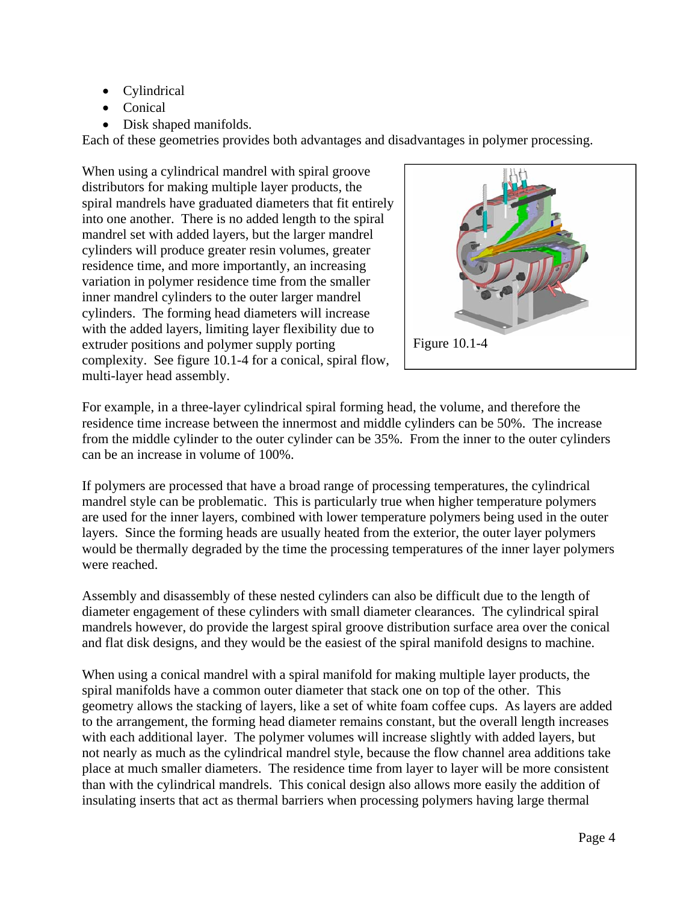- Cylindrical
- Conical
- Disk shaped manifolds.

Each of these geometries provides both advantages and disadvantages in polymer processing.

When using a cylindrical mandrel with spiral groove distributors for making multiple layer products, the spiral mandrels have graduated diameters that fit entirely into one another. There is no added length to the spiral mandrel set with added layers, but the larger mandrel cylinders will produce greater resin volumes, greater residence time, and more importantly, an increasing variation in polymer residence time from the smaller inner mandrel cylinders to the outer larger mandrel cylinders. The forming head diameters will increase with the added layers, limiting layer flexibility due to extruder positions and polymer supply porting complexity. See figure 10.1-4 for a conical, spiral flow, multi-layer head assembly.

Figure 10.1-4

For example, in a three-layer cylindrical spiral forming head, the volume, and therefore the residence time increase between the innermost and middle cylinders can be 50%. The increase from the middle cylinder to the outer cylinder can be 35%. From the inner to the outer cylinders can be an increase in volume of 100%.

If polymers are processed that have a broad range of processing temperatures, the cylindrical mandrel style can be problematic. This is particularly true when higher temperature polymers are used for the inner layers, combined with lower temperature polymers being used in the outer layers. Since the forming heads are usually heated from the exterior, the outer layer polymers would be thermally degraded by the time the processing temperatures of the inner layer polymers were reached.

Assembly and disassembly of these nested cylinders can also be difficult due to the length of diameter engagement of these cylinders with small diameter clearances. The cylindrical spiral mandrels however, do provide the largest spiral groove distribution surface area over the conical and flat disk designs, and they would be the easiest of the spiral manifold designs to machine.

When using a conical mandrel with a spiral manifold for making multiple layer products, the spiral manifolds have a common outer diameter that stack one on top of the other. This geometry allows the stacking of layers, like a set of white foam coffee cups. As layers are added to the arrangement, the forming head diameter remains constant, but the overall length increases with each additional layer. The polymer volumes will increase slightly with added layers, but not nearly as much as the cylindrical mandrel style, because the flow channel area additions take place at much smaller diameters. The residence time from layer to layer will be more consistent than with the cylindrical mandrels. This conical design also allows more easily the addition of insulating inserts that act as thermal barriers when processing polymers having large thermal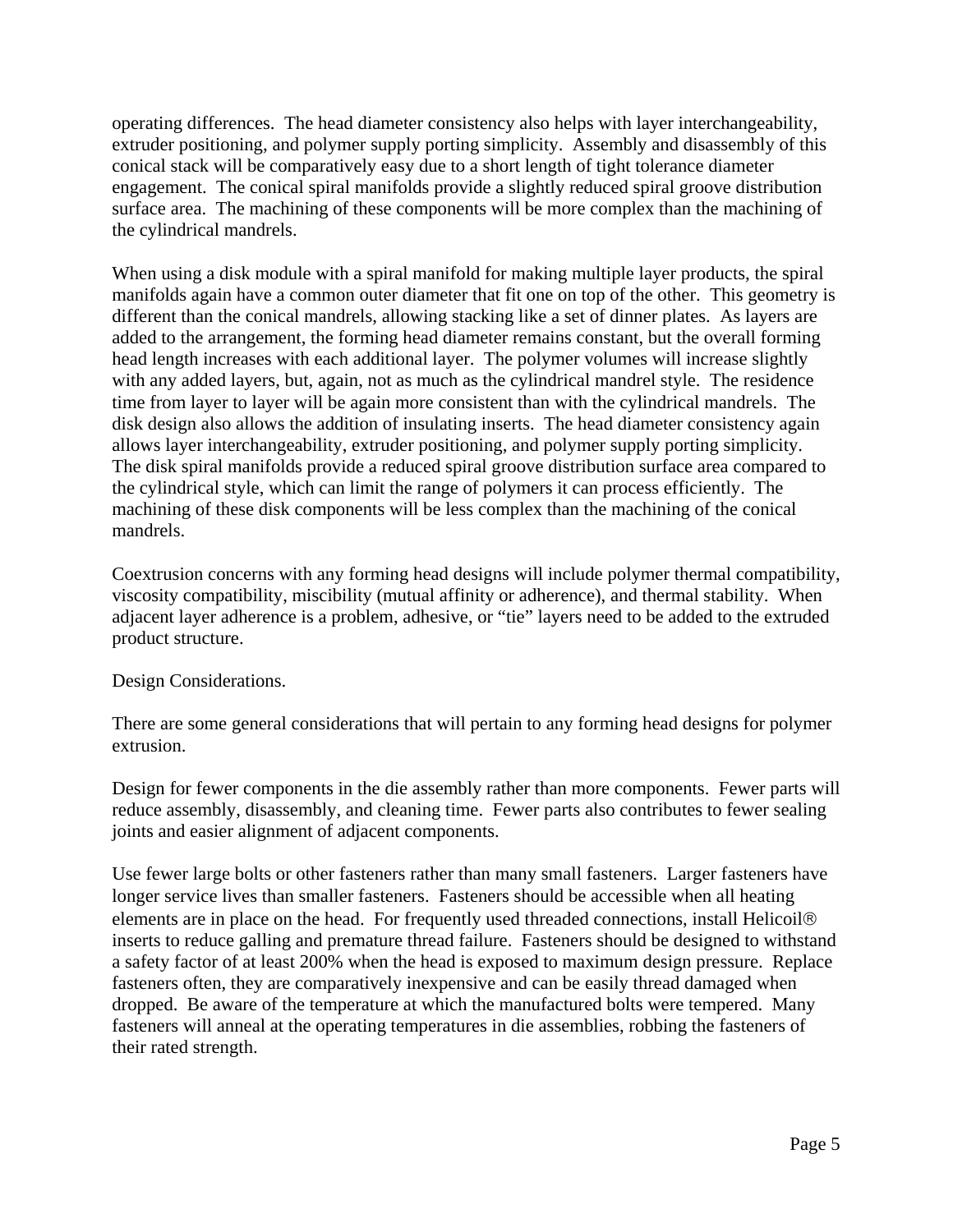operating differences. The head diameter consistency also helps with layer interchangeability, extruder positioning, and polymer supply porting simplicity. Assembly and disassembly of this conical stack will be comparatively easy due to a short length of tight tolerance diameter engagement. The conical spiral manifolds provide a slightly reduced spiral groove distribution surface area. The machining of these components will be more complex than the machining of the cylindrical mandrels.

When using a disk module with a spiral manifold for making multiple layer products, the spiral manifolds again have a common outer diameter that fit one on top of the other. This geometry is different than the conical mandrels, allowing stacking like a set of dinner plates. As layers are added to the arrangement, the forming head diameter remains constant, but the overall forming head length increases with each additional layer. The polymer volumes will increase slightly with any added layers, but, again, not as much as the cylindrical mandrel style. The residence time from layer to layer will be again more consistent than with the cylindrical mandrels. The disk design also allows the addition of insulating inserts. The head diameter consistency again allows layer interchangeability, extruder positioning, and polymer supply porting simplicity. The disk spiral manifolds provide a reduced spiral groove distribution surface area compared to the cylindrical style, which can limit the range of polymers it can process efficiently. The machining of these disk components will be less complex than the machining of the conical mandrels.

Coextrusion concerns with any forming head designs will include polymer thermal compatibility, viscosity compatibility, miscibility (mutual affinity or adherence), and thermal stability. When adjacent layer adherence is a problem, adhesive, or "tie" layers need to be added to the extruded product structure.

Design Considerations.

There are some general considerations that will pertain to any forming head designs for polymer extrusion.

Design for fewer components in the die assembly rather than more components. Fewer parts will reduce assembly, disassembly, and cleaning time. Fewer parts also contributes to fewer sealing joints and easier alignment of adjacent components.

Use fewer large bolts or other fasteners rather than many small fasteners. Larger fasteners have longer service lives than smaller fasteners. Fasteners should be accessible when all heating elements are in place on the head. For frequently used threaded connections, install Helicoil® inserts to reduce galling and premature thread failure. Fasteners should be designed to withstand a safety factor of at least 200% when the head is exposed to maximum design pressure. Replace fasteners often, they are comparatively inexpensive and can be easily thread damaged when dropped. Be aware of the temperature at which the manufactured bolts were tempered. Many fasteners will anneal at the operating temperatures in die assemblies, robbing the fasteners of their rated strength.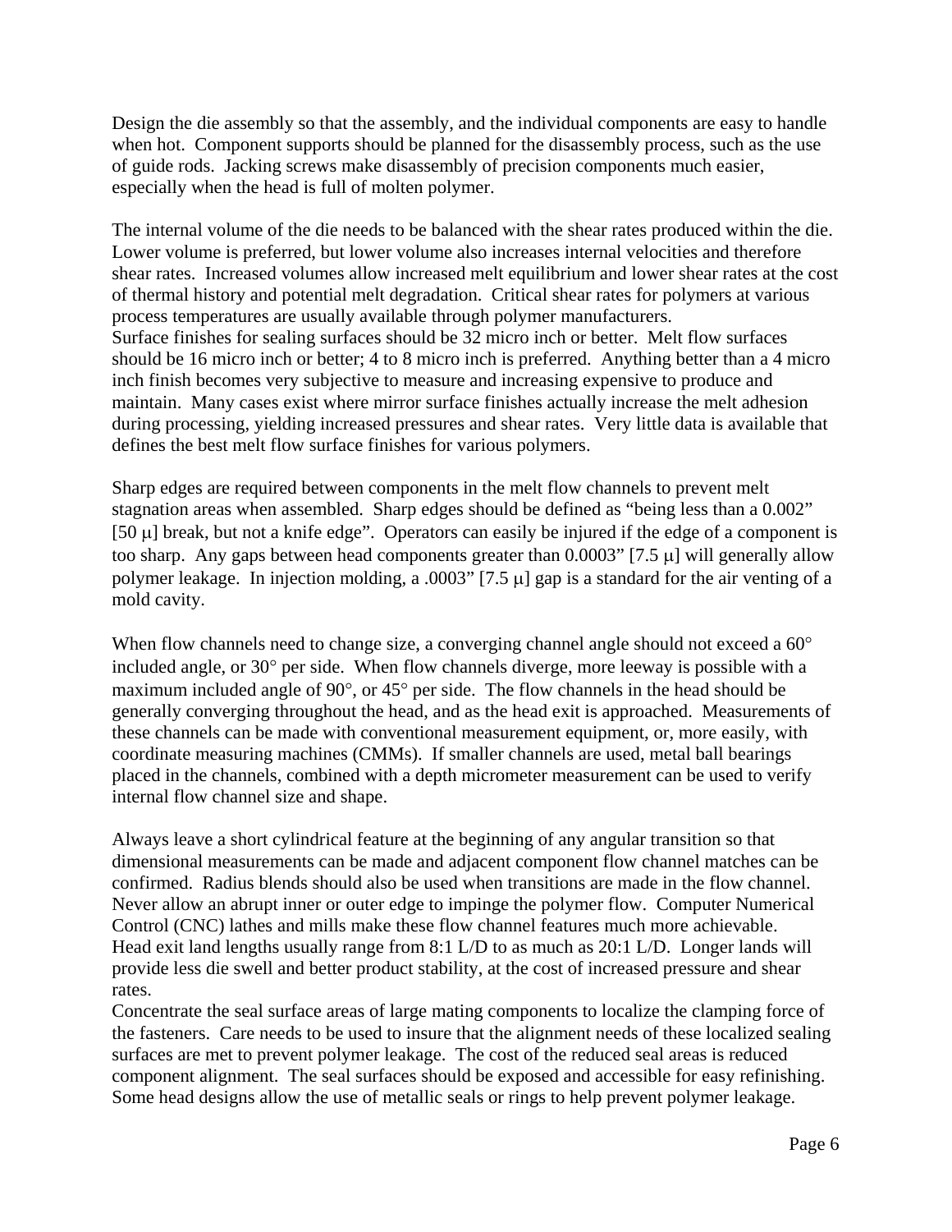Design the die assembly so that the assembly, and the individual components are easy to handle when hot. Component supports should be planned for the disassembly process, such as the use of guide rods. Jacking screws make disassembly of precision components much easier, especially when the head is full of molten polymer.

The internal volume of the die needs to be balanced with the shear rates produced within the die. Lower volume is preferred, but lower volume also increases internal velocities and therefore shear rates. Increased volumes allow increased melt equilibrium and lower shear rates at the cost of thermal history and potential melt degradation. Critical shear rates for polymers at various process temperatures are usually available through polymer manufacturers.

Surface finishes for sealing surfaces should be 32 micro inch or better. Melt flow surfaces should be 16 micro inch or better; 4 to 8 micro inch is preferred. Anything better than a 4 micro inch finish becomes very subjective to measure and increasing expensive to produce and maintain. Many cases exist where mirror surface finishes actually increase the melt adhesion during processing, yielding increased pressures and shear rates. Very little data is available that defines the best melt flow surface finishes for various polymers.

Sharp edges are required between components in the melt flow channels to prevent melt stagnation areas when assembled. Sharp edges should be defined as "being less than a 0.002" [50 μ] break, but not a knife edge". Operators can easily be injured if the edge of a component is too sharp. Any gaps between head components greater than 0.0003" [7.5 μ] will generally allow polymer leakage. In injection molding, a .0003" [7.5 μ] gap is a standard for the air venting of a mold cavity.

When flow channels need to change size, a converging channel angle should not exceed a 60° included angle, or 30° per side. When flow channels diverge, more leeway is possible with a maximum included angle of 90°, or 45° per side. The flow channels in the head should be generally converging throughout the head, and as the head exit is approached. Measurements of these channels can be made with conventional measurement equipment, or, more easily, with coordinate measuring machines (CMMs). If smaller channels are used, metal ball bearings placed in the channels, combined with a depth micrometer measurement can be used to verify internal flow channel size and shape.

Always leave a short cylindrical feature at the beginning of any angular transition so that dimensional measurements can be made and adjacent component flow channel matches can be confirmed. Radius blends should also be used when transitions are made in the flow channel. Never allow an abrupt inner or outer edge to impinge the polymer flow. Computer Numerical Control (CNC) lathes and mills make these flow channel features much more achievable.

Head exit land lengths usually range from 8:1 L/D to as much as 20:1 L/D. Longer lands will provide less die swell and better product stability, at the cost of increased pressure and shear rates.

Concentrate the seal surface areas of large mating components to localize the clamping force of the fasteners. Care needs to be used to insure that the alignment needs of these localized sealing surfaces are met to prevent polymer leakage. The cost of the reduced seal areas is reduced component alignment. The seal surfaces should be exposed and accessible for easy refinishing. Some head designs allow the use of metallic seals or rings to help prevent polymer leakage.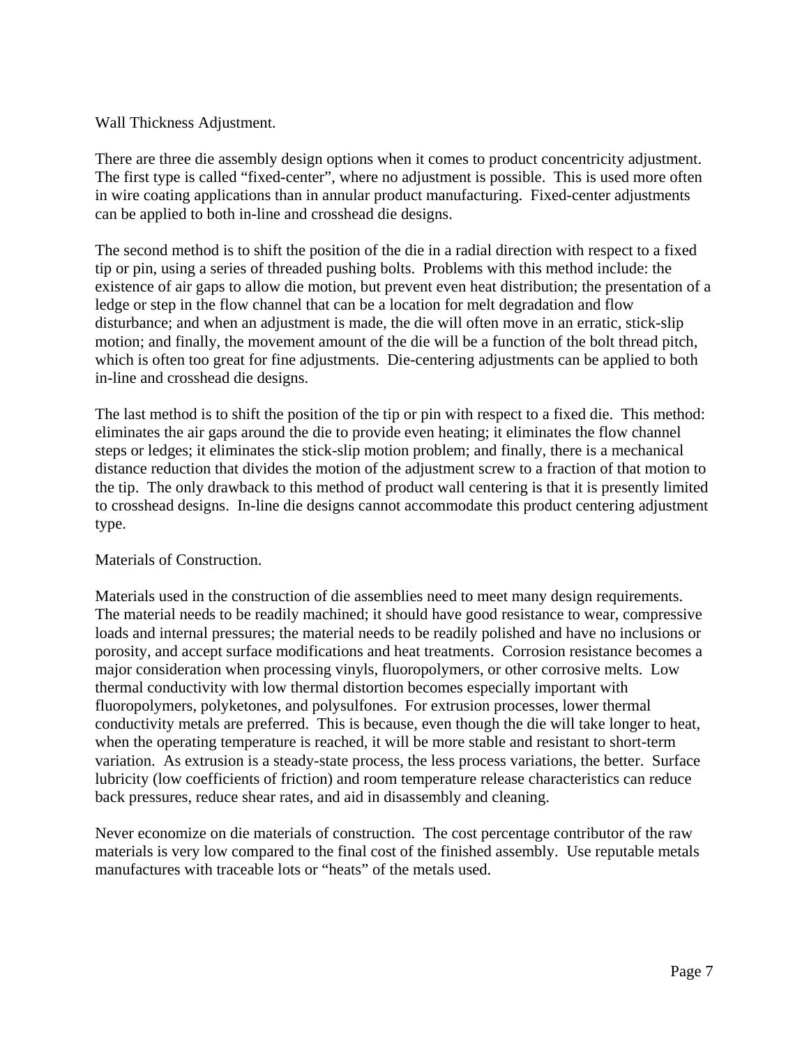## Wall Thickness Adjustment.

There are three die assembly design options when it comes to product concentricity adjustment. The first type is called "fixed-center", where no adjustment is possible. This is used more often in wire coating applications than in annular product manufacturing. Fixed-center adjustments can be applied to both in-line and crosshead die designs.

The second method is to shift the position of the die in a radial direction with respect to a fixed tip or pin, using a series of threaded pushing bolts. Problems with this method include: the existence of air gaps to allow die motion, but prevent even heat distribution; the presentation of a ledge or step in the flow channel that can be a location for melt degradation and flow disturbance; and when an adjustment is made, the die will often move in an erratic, stick-slip motion; and finally, the movement amount of the die will be a function of the bolt thread pitch, which is often too great for fine adjustments. Die-centering adjustments can be applied to both in-line and crosshead die designs.

The last method is to shift the position of the tip or pin with respect to a fixed die. This method: eliminates the air gaps around the die to provide even heating; it eliminates the flow channel steps or ledges; it eliminates the stick-slip motion problem; and finally, there is a mechanical distance reduction that divides the motion of the adjustment screw to a fraction of that motion to the tip. The only drawback to this method of product wall centering is that it is presently limited to crosshead designs. In-line die designs cannot accommodate this product centering adjustment type.

## Materials of Construction.

Materials used in the construction of die assemblies need to meet many design requirements. The material needs to be readily machined; it should have good resistance to wear, compressive loads and internal pressures; the material needs to be readily polished and have no inclusions or porosity, and accept surface modifications and heat treatments. Corrosion resistance becomes a major consideration when processing vinyls, fluoropolymers, or other corrosive melts. Low thermal conductivity with low thermal distortion becomes especially important with fluoropolymers, polyketones, and polysulfones. For extrusion processes, lower thermal conductivity metals are preferred. This is because, even though the die will take longer to heat, when the operating temperature is reached, it will be more stable and resistant to short-term variation. As extrusion is a steady-state process, the less process variations, the better. Surface lubricity (low coefficients of friction) and room temperature release characteristics can reduce back pressures, reduce shear rates, and aid in disassembly and cleaning.

Never economize on die materials of construction. The cost percentage contributor of the raw materials is very low compared to the final cost of the finished assembly. Use reputable metals manufactures with traceable lots or "heats" of the metals used.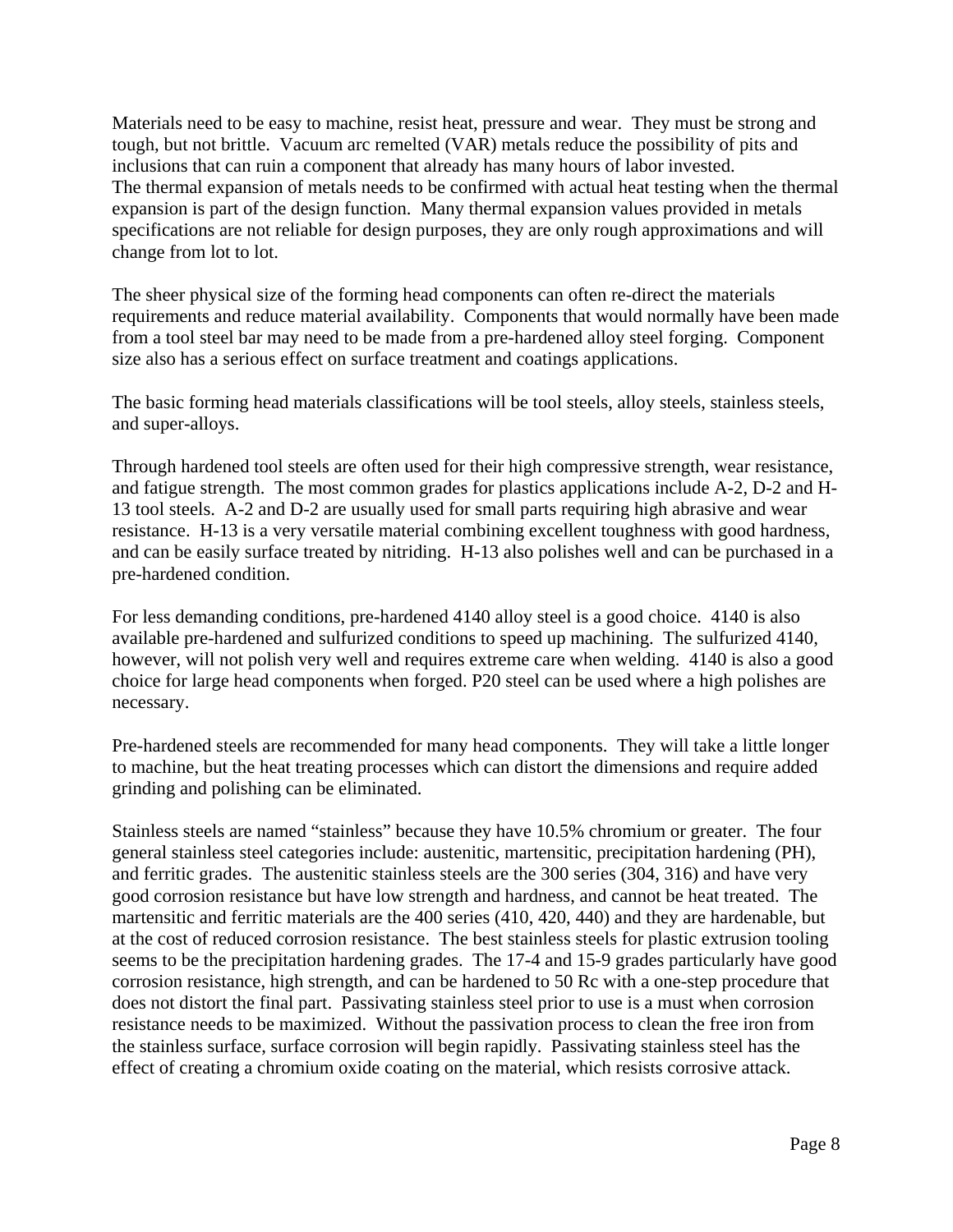Materials need to be easy to machine, resist heat, pressure and wear. They must be strong and tough, but not brittle. Vacuum arc remelted (VAR) metals reduce the possibility of pits and inclusions that can ruin a component that already has many hours of labor invested.
The thermal expansion of metals needs to be confirmed with actual heat testing when the thermal expansion is part of the design function. Many thermal expansion values provided in metals specifications are not reliable for design purposes, they are only rough approximations and will change from lot to lot.

The sheer physical size of the forming head components can often re-direct the materials requirements and reduce material availability. Components that would normally have been made from a tool steel bar may need to be made from a pre-hardened alloy steel forging. Component size also has a serious effect on surface treatment and coatings applications.

The basic forming head materials classifications will be tool steels, alloy steels, stainless steels, and super-alloys.

Through hardened tool steels are often used for their high compressive strength, wear resistance, and fatigue strength. The most common grades for plastics applications include A-2, D-2 and H-13 tool steels. A-2 and D-2 are usually used for small parts requiring high abrasive and wear resistance. H-13 is a very versatile material combining excellent toughness with good hardness, and can be easily surface treated by nitriding. H-13 also polishes well and can be purchased in a pre-hardened condition.

For less demanding conditions, pre-hardened 4140 alloy steel is a good choice. 4140 is also available pre-hardened and sulfurized conditions to speed up machining. The sulfurized 4140, however, will not polish very well and requires extreme care when welding. 4140 is also a good choice for large head components when forged. P20 steel can be used where a high polishes are necessary.

Pre-hardened steels are recommended for many head components. They will take a little longer to machine, but the heat treating processes which can distort the dimensions and require added grinding and polishing can be eliminated.

Stainless steels are named "stainless" because they have 10.5% chromium or greater. The four general stainless steel categories include: austenitic, martensitic, precipitation hardening (PH), and ferritic grades. The austenitic stainless steels are the 300 series (304, 316) and have very good corrosion resistance but have low strength and hardness, and cannot be heat treated. The martensitic and ferritic materials are the 400 series (410, 420, 440) and they are hardenable, but at the cost of reduced corrosion resistance. The best stainless steels for plastic extrusion tooling seems to be the precipitation hardening grades. The 17-4 and 15-9 grades particularly have good corrosion resistance, high strength, and can be hardened to 50 Rc with a one-step procedure that does not distort the final part. Passivating stainless steel prior to use is a must when corrosion resistance needs to be maximized. Without the passivation process to clean the free iron from the stainless surface, surface corrosion will begin rapidly. Passivating stainless steel has the effect of creating a chromium oxide coating on the material, which resists corrosive attack.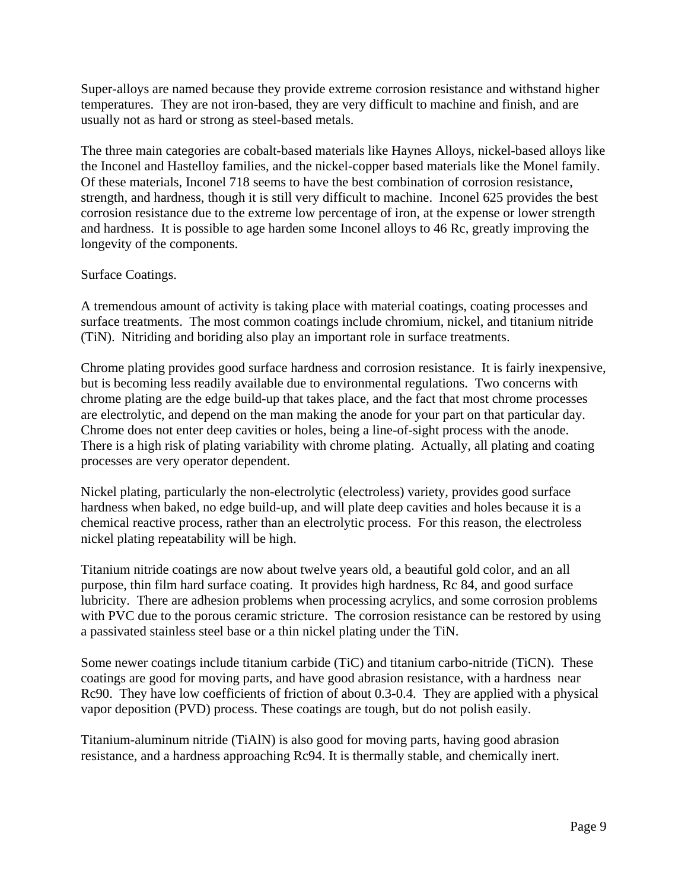Super-alloys are named because they provide extreme corrosion resistance and withstand higher temperatures. They are not iron-based, they are very difficult to machine and finish, and are usually not as hard or strong as steel-based metals.

The three main categories are cobalt-based materials like Haynes Alloys, nickel-based alloys like the Inconel and Hastelloy families, and the nickel-copper based materials like the Monel family. Of these materials, Inconel 718 seems to have the best combination of corrosion resistance, strength, and hardness, though it is still very difficult to machine. Inconel 625 provides the best corrosion resistance due to the extreme low percentage of iron, at the expense or lower strength and hardness. It is possible to age harden some Inconel alloys to 46 Rc, greatly improving the longevity of the components.

## Surface Coatings.

A tremendous amount of activity is taking place with material coatings, coating processes and surface treatments. The most common coatings include chromium, nickel, and titanium nitride (TiN). Nitriding and boriding also play an important role in surface treatments.

Chrome plating provides good surface hardness and corrosion resistance. It is fairly inexpensive, but is becoming less readily available due to environmental regulations. Two concerns with chrome plating are the edge build-up that takes place, and the fact that most chrome processes are electrolytic, and depend on the man making the anode for your part on that particular day. Chrome does not enter deep cavities or holes, being a line-of-sight process with the anode. There is a high risk of plating variability with chrome plating. Actually, all plating and coating processes are very operator dependent.

Nickel plating, particularly the non-electrolytic (electroless) variety, provides good surface hardness when baked, no edge build-up, and will plate deep cavities and holes because it is a chemical reactive process, rather than an electrolytic process. For this reason, the electroless nickel plating repeatability will be high.

Titanium nitride coatings are now about twelve years old, a beautiful gold color, and an all purpose, thin film hard surface coating. It provides high hardness, Rc 84, and good surface lubricity. There are adhesion problems when processing acrylics, and some corrosion problems with PVC due to the porous ceramic stricture. The corrosion resistance can be restored by using a passivated stainless steel base or a thin nickel plating under the TiN.

Some newer coatings include titanium carbide (TiC) and titanium carbo-nitride (TiCN). These coatings are good for moving parts, and have good abrasion resistance, with a hardness near Rc90. They have low coefficients of friction of about 0.3-0.4. They are applied with a physical vapor deposition (PVD) process. These coatings are tough, but do not polish easily.

Titanium-aluminum nitride (TiAlN) is also good for moving parts, having good abrasion resistance, and a hardness approaching Rc94. It is thermally stable, and chemically inert.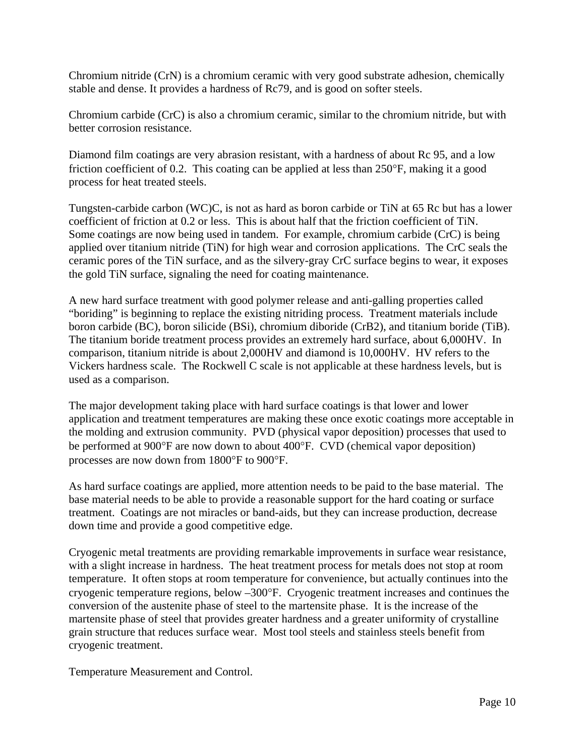Chromium nitride (CrN) is a chromium ceramic with very good substrate adhesion, chemically stable and dense. It provides a hardness of Rc79, and is good on softer steels.

Chromium carbide (CrC) is also a chromium ceramic, similar to the chromium nitride, but with better corrosion resistance.

Diamond film coatings are very abrasion resistant, with a hardness of about Rc 95, and a low friction coefficient of 0.2. This coating can be applied at less than 250°F, making it a good process for heat treated steels.

Tungsten-carbide carbon (WC)C, is not as hard as boron carbide or TiN at 65 Rc but has a lower coefficient of friction at 0.2 or less. This is about half that the friction coefficient of TiN. Some coatings are now being used in tandem. For example, chromium carbide (CrC) is being applied over titanium nitride (TiN) for high wear and corrosion applications. The CrC seals the ceramic pores of the TiN surface, and as the silvery-gray CrC surface begins to wear, it exposes the gold TiN surface, signaling the need for coating maintenance.

A new hard surface treatment with good polymer release and anti-galling properties called "boriding" is beginning to replace the existing nitriding process. Treatment materials include boron carbide (BC), boron silicide (BSi), chromium diboride (CrB2), and titanium boride (TiB). The titanium boride treatment process provides an extremely hard surface, about 6,000HV. In comparison, titanium nitride is about 2,000HV and diamond is 10,000HV. HV refers to the Vickers hardness scale. The Rockwell C scale is not applicable at these hardness levels, but is used as a comparison.

The major development taking place with hard surface coatings is that lower and lower application and treatment temperatures are making these once exotic coatings more acceptable in the molding and extrusion community. PVD (physical vapor deposition) processes that used to be performed at 900°F are now down to about 400°F. CVD (chemical vapor deposition) processes are now down from 1800°F to 900°F.

As hard surface coatings are applied, more attention needs to be paid to the base material. The base material needs to be able to provide a reasonable support for the hard coating or surface treatment. Coatings are not miracles or band-aids, but they can increase production, decrease down time and provide a good competitive edge.

Cryogenic metal treatments are providing remarkable improvements in surface wear resistance, with a slight increase in hardness. The heat treatment process for metals does not stop at room temperature. It often stops at room temperature for convenience, but actually continues into the cryogenic temperature regions, below –300°F. Cryogenic treatment increases and continues the conversion of the austenite phase of steel to the martensite phase. It is the increase of the martensite phase of steel that provides greater hardness and a greater uniformity of crystalline grain structure that reduces surface wear. Most tool steels and stainless steels benefit from cryogenic treatment.

Temperature Measurement and Control.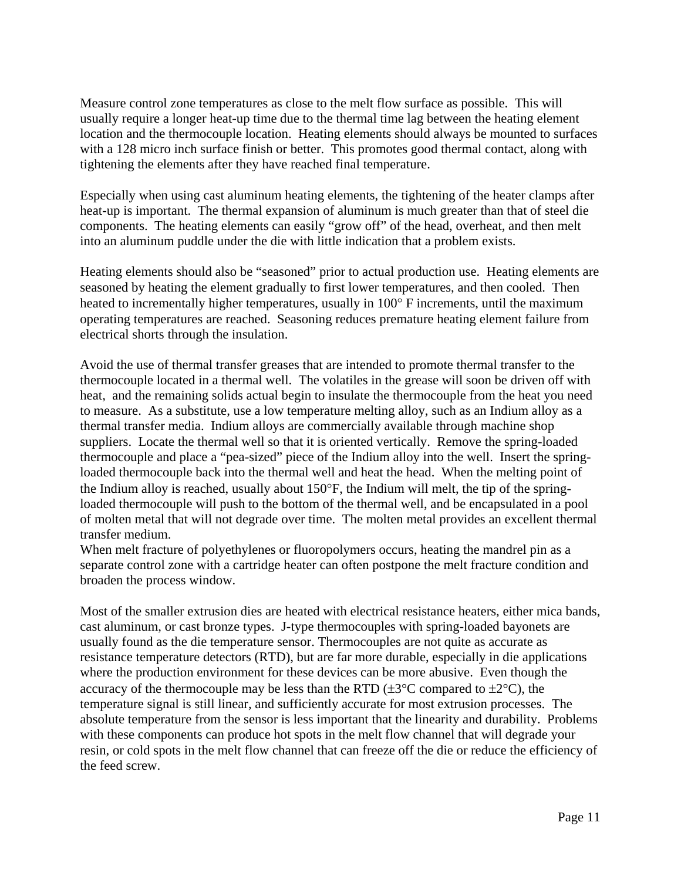Measure control zone temperatures as close to the melt flow surface as possible. This will usually require a longer heat-up time due to the thermal time lag between the heating element location and the thermocouple location. Heating elements should always be mounted to surfaces with a 128 micro inch surface finish or better. This promotes good thermal contact, along with tightening the elements after they have reached final temperature.

Especially when using cast aluminum heating elements, the tightening of the heater clamps after heat-up is important. The thermal expansion of aluminum is much greater than that of steel die components. The heating elements can easily "grow off" of the head, overheat, and then melt into an aluminum puddle under the die with little indication that a problem exists.

Heating elements should also be "seasoned" prior to actual production use. Heating elements are seasoned by heating the element gradually to first lower temperatures, and then cooled. Then heated to incrementally higher temperatures, usually in 100° F increments, until the maximum operating temperatures are reached. Seasoning reduces premature heating element failure from electrical shorts through the insulation.

Avoid the use of thermal transfer greases that are intended to promote thermal transfer to the thermocouple located in a thermal well. The volatiles in the grease will soon be driven off with heat, and the remaining solids actual begin to insulate the thermocouple from the heat you need to measure. As a substitute, use a low temperature melting alloy, such as an Indium alloy as a thermal transfer media. Indium alloys are commercially available through machine shop suppliers. Locate the thermal well so that it is oriented vertically. Remove the spring-loaded thermocouple and place a "pea-sized" piece of the Indium alloy into the well. Insert the spring-loaded thermocouple back into the thermal well and heat the head. When the melting point of the Indium alloy is reached, usually about 150°F, the Indium will melt, the tip of the spring-loaded thermocouple will push to the bottom of the thermal well, and be encapsulated in a pool of molten metal that will not degrade over time. The molten metal provides an excellent thermal transfer medium.

When melt fracture of polyethylenes or fluoropolymers occurs, heating the mandrel pin as a separate control zone with a cartridge heater can often postpone the melt fracture condition and broaden the process window.

Most of the smaller extrusion dies are heated with electrical resistance heaters, either mica bands, cast aluminum, or cast bronze types. J-type thermocouples with spring-loaded bayonets are usually found as the die temperature sensor. Thermocouples are not quite as accurate as resistance temperature detectors (RTD), but are far more durable, especially in die applications where the production environment for these devices can be more abusive. Even though the accuracy of the thermocouple may be less than the RTD (±3°C compared to ±2°C), the temperature signal is still linear, and sufficiently accurate for most extrusion processes. The absolute temperature from the sensor is less important that the linearity and durability. Problems with these components can produce hot spots in the melt flow channel that will degrade your resin, or cold spots in the melt flow channel that can freeze off the die or reduce the efficiency of the feed screw.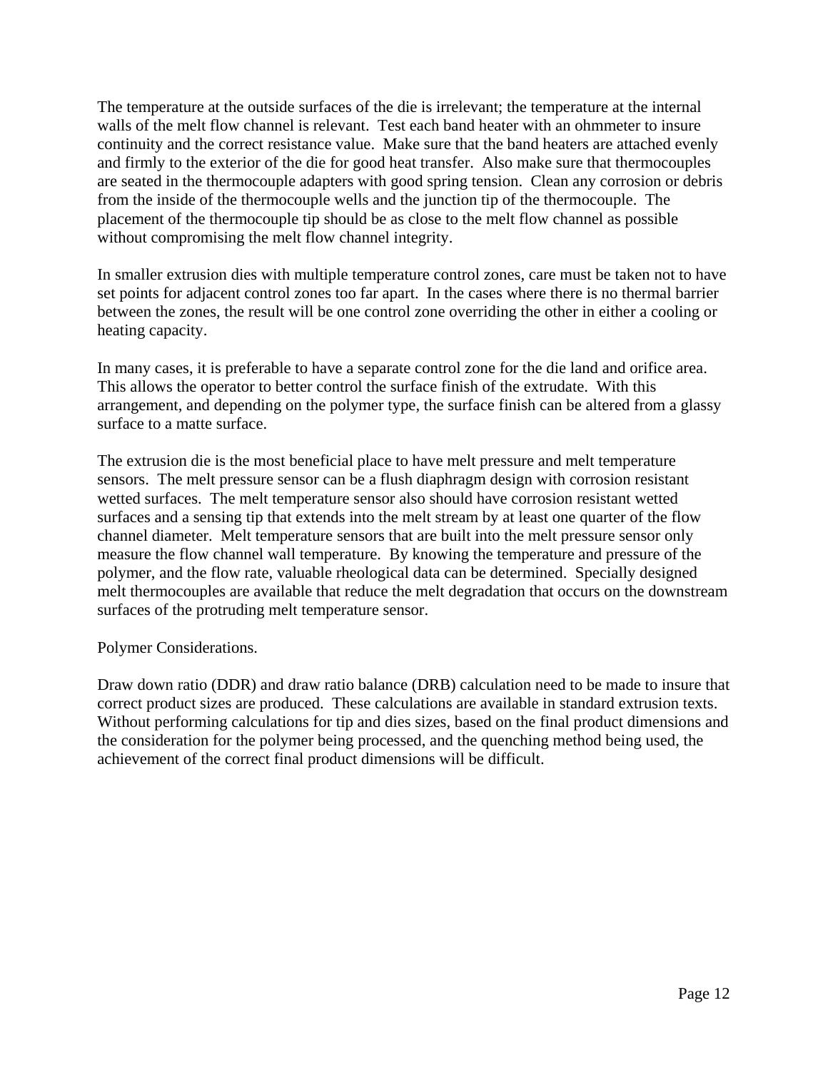The temperature at the outside surfaces of the die is irrelevant; the temperature at the internal walls of the melt flow channel is relevant. Test each band heater with an ohmmeter to insure continuity and the correct resistance value. Make sure that the band heaters are attached evenly and firmly to the exterior of the die for good heat transfer. Also make sure that thermocouples are seated in the thermocouple adapters with good spring tension. Clean any corrosion or debris from the inside of the thermocouple wells and the junction tip of the thermocouple. The placement of the thermocouple tip should be as close to the melt flow channel as possible without compromising the melt flow channel integrity.

In smaller extrusion dies with multiple temperature control zones, care must be taken not to have set points for adjacent control zones too far apart. In the cases where there is no thermal barrier between the zones, the result will be one control zone overriding the other in either a cooling or heating capacity.

In many cases, it is preferable to have a separate control zone for the die land and orifice area. This allows the operator to better control the surface finish of the extrudate. With this arrangement, and depending on the polymer type, the surface finish can be altered from a glassy surface to a matte surface.

The extrusion die is the most beneficial place to have melt pressure and melt temperature sensors. The melt pressure sensor can be a flush diaphragm design with corrosion resistant wetted surfaces. The melt temperature sensor also should have corrosion resistant wetted surfaces and a sensing tip that extends into the melt stream by at least one quarter of the flow channel diameter. Melt temperature sensors that are built into the melt pressure sensor only measure the flow channel wall temperature. By knowing the temperature and pressure of the polymer, and the flow rate, valuable rheological data can be determined. Specially designed melt thermocouples are available that reduce the melt degradation that occurs on the downstream surfaces of the protruding melt temperature sensor.

Polymer Considerations.

Draw down ratio (DDR) and draw ratio balance (DRB) calculation need to be made to insure that correct product sizes are produced. These calculations are available in standard extrusion texts. Without performing calculations for tip and dies sizes, based on the final product dimensions and the consideration for the polymer being processed, and the quenching method being used, the achievement of the correct final product dimensions will be difficult.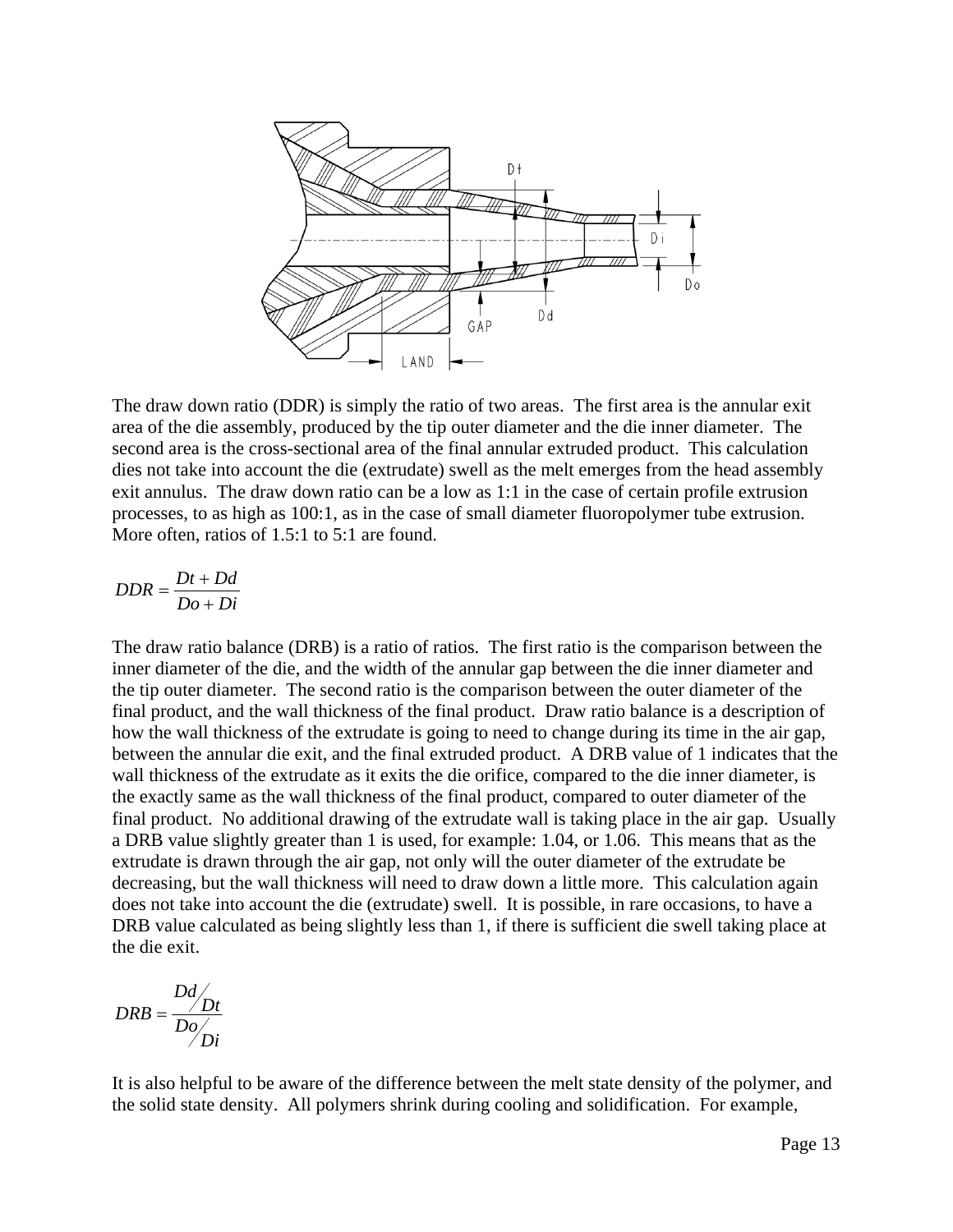The draw down ratio (DDR) is simply the ratio of two areas. The first area is the annular exit area of the die assembly, produced by the tip outer diameter and the die inner diameter. The second area is the cross-sectional area of the final annular extruded product. This calculation dies not take into account the die (extrudate) swell as the melt emerges from the head assembly exit annulus. The draw down ratio can be a low as 1:1 in the case of certain profile extrusion processes, to as high as 100:1, as in the case of small diameter fluoropolymer tube extrusion. More often, ratios of 1.5:1 to 5:1 are found.

$$DDR = \frac{Dt + Dd}{Do + Di}$$

The draw ratio balance (DRB) is a ratio of ratios. The first ratio is the comparison between the inner diameter of the die, and the width of the annular gap between the die inner diameter and the tip outer diameter. The second ratio is the comparison between the outer diameter of the final product, and the wall thickness of the final product. Draw ratio balance is a description of how the wall thickness of the extrudate is going to need to change during its time in the air gap, between the annular die exit, and the final extruded product. A DRB value of 1 indicates that the wall thickness of the extrudate as it exits the die orifice, compared to the die inner diameter, is the exactly same as the wall thickness of the final product, compared to outer diameter of the final product. No additional drawing of the extrudate wall is taking place in the air gap. Usually a DRB value slightly greater than 1 is used, for example: 1.04, or 1.06. This means that as the extrudate is drawn through the air gap, not only will the outer diameter of the extrudate be decreasing, but the wall thickness will need to draw down a little more. This calculation again does not take into account the die (extrudate) swell. It is possible, in rare occasions, to have a DRB value calculated as being slightly less than 1, if there is sufficient die swell taking place at the die exit.

$$DRB = \frac{Dd/Dt}{Do/Di}$$

It is also helpful to be aware of the difference between the melt state density of the polymer, and the solid state density. All polymers shrink during cooling and solidification. For example,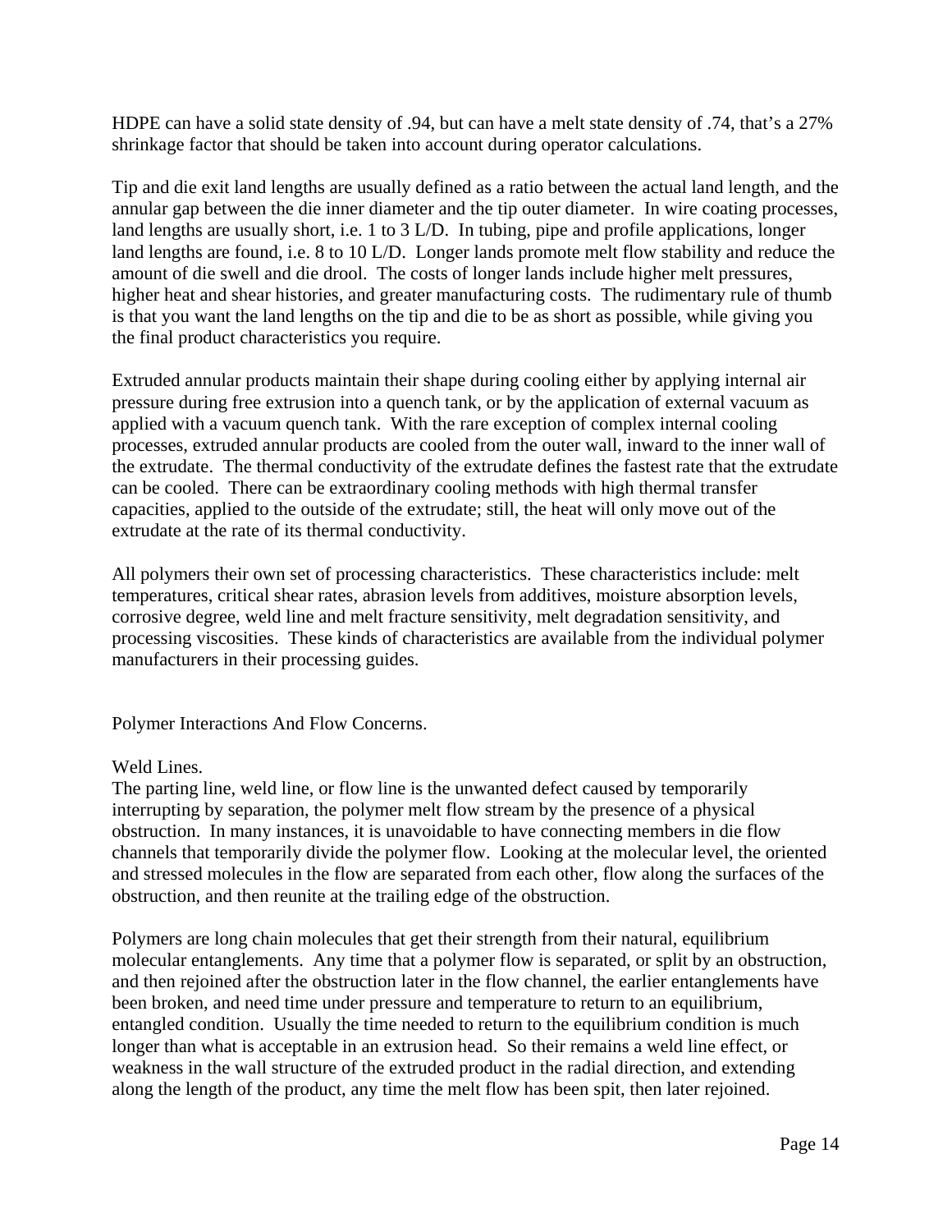HDPE can have a solid state density of .94, but can have a melt state density of .74, that's a 27% shrinkage factor that should be taken into account during operator calculations.

Tip and die exit land lengths are usually defined as a ratio between the actual land length, and the annular gap between the die inner diameter and the tip outer diameter. In wire coating processes, land lengths are usually short, i.e. 1 to 3 L/D. In tubing, pipe and profile applications, longer land lengths are found, i.e. 8 to 10 L/D. Longer lands promote melt flow stability and reduce the amount of die swell and die drool. The costs of longer lands include higher melt pressures, higher heat and shear histories, and greater manufacturing costs. The rudimentary rule of thumb is that you want the land lengths on the tip and die to be as short as possible, while giving you the final product characteristics you require.

Extruded annular products maintain their shape during cooling either by applying internal air pressure during free extrusion into a quench tank, or by the application of external vacuum as applied with a vacuum quench tank. With the rare exception of complex internal cooling processes, extruded annular products are cooled from the outer wall, inward to the inner wall of the extrudate. The thermal conductivity of the extrudate defines the fastest rate that the extrudate can be cooled. There can be extraordinary cooling methods with high thermal transfer capacities, applied to the outside of the extrudate; still, the heat will only move out of the extrudate at the rate of its thermal conductivity.

All polymers their own set of processing characteristics. These characteristics include: melt temperatures, critical shear rates, abrasion levels from additives, moisture absorption levels, corrosive degree, weld line and melt fracture sensitivity, melt degradation sensitivity, and processing viscosities. These kinds of characteristics are available from the individual polymer manufacturers in their processing guides.

## Polymer Interactions And Flow Concerns.

### Weld Lines.

The parting line, weld line, or flow line is the unwanted defect caused by temporarily interrupting by separation, the polymer melt flow stream by the presence of a physical obstruction. In many instances, it is unavoidable to have connecting members in die flow channels that temporarily divide the polymer flow. Looking at the molecular level, the oriented and stressed molecules in the flow are separated from each other, flow along the surfaces of the obstruction, and then reunite at the trailing edge of the obstruction.

Polymers are long chain molecules that get their strength from their natural, equilibrium molecular entanglements. Any time that a polymer flow is separated, or split by an obstruction, and then rejoined after the obstruction later in the flow channel, the earlier entanglements have been broken, and need time under pressure and temperature to return to an equilibrium, entangled condition. Usually the time needed to return to the equilibrium condition is much longer than what is acceptable in an extrusion head. So their remains a weld line effect, or weakness in the wall structure of the extruded product in the radial direction, and extending along the length of the product, any time the melt flow has been spit, then later rejoined.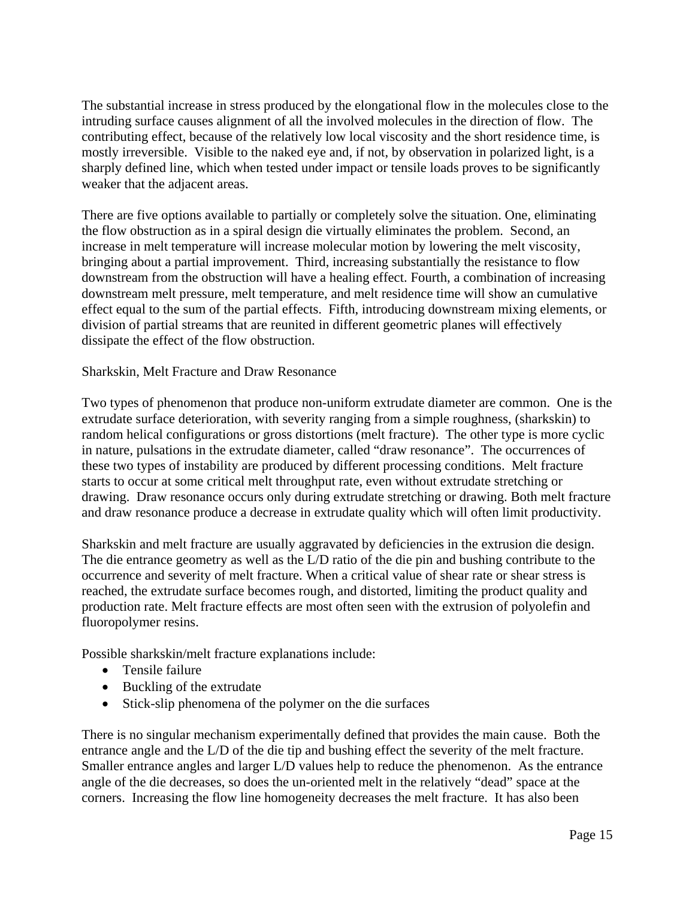The substantial increase in stress produced by the elongational flow in the molecules close to the intruding surface causes alignment of all the involved molecules in the direction of flow. The contributing effect, because of the relatively low local viscosity and the short residence time, is mostly irreversible. Visible to the naked eye and, if not, by observation in polarized light, is a sharply defined line, which when tested under impact or tensile loads proves to be significantly weaker that the adjacent areas.

There are five options available to partially or completely solve the situation. One, eliminating the flow obstruction as in a spiral design die virtually eliminates the problem. Second, an increase in melt temperature will increase molecular motion by lowering the melt viscosity, bringing about a partial improvement. Third, increasing substantially the resistance to flow downstream from the obstruction will have a healing effect. Fourth, a combination of increasing downstream melt pressure, melt temperature, and melt residence time will show an cumulative effect equal to the sum of the partial effects. Fifth, introducing downstream mixing elements, or division of partial streams that are reunited in different geometric planes will effectively dissipate the effect of the flow obstruction.

## Sharkskin, Melt Fracture and Draw Resonance

Two types of phenomenon that produce non-uniform extrudate diameter are common. One is the extrudate surface deterioration, with severity ranging from a simple roughness, (sharkskin) to random helical configurations or gross distortions (melt fracture). The other type is more cyclic in nature, pulsations in the extrudate diameter, called "draw resonance". The occurrences of these two types of instability are produced by different processing conditions. Melt fracture starts to occur at some critical melt throughput rate, even without extrudate stretching or drawing. Draw resonance occurs only during extrudate stretching or drawing. Both melt fracture and draw resonance produce a decrease in extrudate quality which will often limit productivity.

Sharkskin and melt fracture are usually aggravated by deficiencies in the extrusion die design. The die entrance geometry as well as the L/D ratio of the die pin and bushing contribute to the occurrence and severity of melt fracture. When a critical value of shear rate or shear stress is reached, the extrudate surface becomes rough, and distorted, limiting the product quality and production rate. Melt fracture effects are most often seen with the extrusion of polyolefin and fluoropolymer resins.

Possible sharkskin/melt fracture explanations include:

- Tensile failure
- Buckling of the extrudate
- Stick-slip phenomena of the polymer on the die surfaces

There is no singular mechanism experimentally defined that provides the main cause. Both the entrance angle and the L/D of the die tip and bushing effect the severity of the melt fracture. Smaller entrance angles and larger L/D values help to reduce the phenomenon. As the entrance angle of the die decreases, so does the un-oriented melt in the relatively "dead" space at the corners. Increasing the flow line homogeneity decreases the melt fracture. It has also been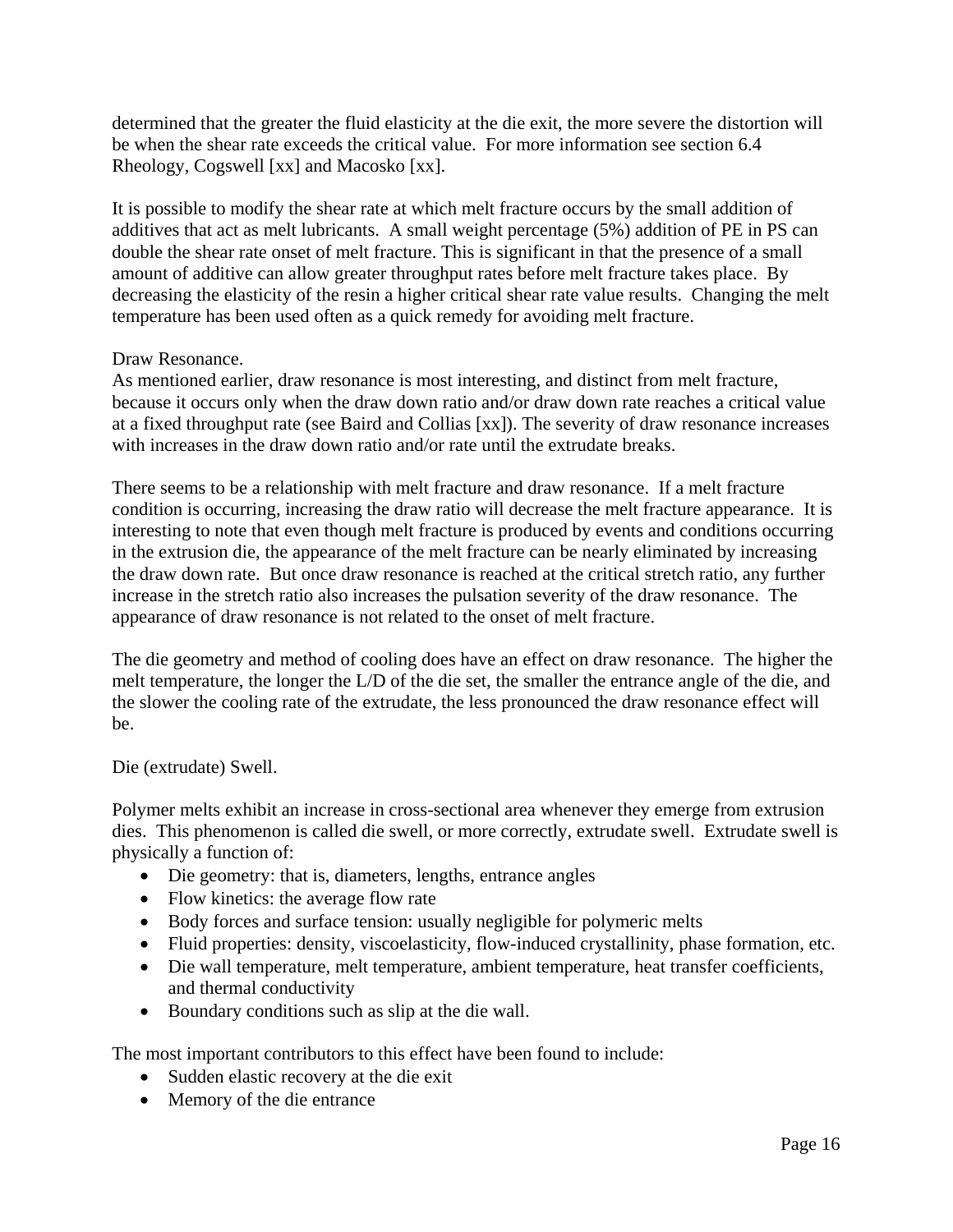determined that the greater the fluid elasticity at the die exit, the more severe the distortion will be when the shear rate exceeds the critical value. For more information see section 6.4 Rheology, Cogswell [xx] and Macosko [xx].

It is possible to modify the shear rate at which melt fracture occurs by the small addition of additives that act as melt lubricants. A small weight percentage (5%) addition of PE in PS can double the shear rate onset of melt fracture. This is significant in that the presence of a small amount of additive can allow greater throughput rates before melt fracture takes place. By decreasing the elasticity of the resin a higher critical shear rate value results. Changing the melt temperature has been used often as a quick remedy for avoiding melt fracture.

Draw Resonance.

As mentioned earlier, draw resonance is most interesting, and distinct from melt fracture, because it occurs only when the draw down ratio and/or draw down rate reaches a critical value at a fixed throughput rate (see Baird and Collias [xx]). The severity of draw resonance increases with increases in the draw down ratio and/or rate until the extrudate breaks.

There seems to be a relationship with melt fracture and draw resonance. If a melt fracture condition is occurring, increasing the draw ratio will decrease the melt fracture appearance. It is interesting to note that even though melt fracture is produced by events and conditions occurring in the extrusion die, the appearance of the melt fracture can be nearly eliminated by increasing the draw down rate. But once draw resonance is reached at the critical stretch ratio, any further increase in the stretch ratio also increases the pulsation severity of the draw resonance. The appearance of draw resonance is not related to the onset of melt fracture.

The die geometry and method of cooling does have an effect on draw resonance. The higher the melt temperature, the longer the L/D of the die set, the smaller the entrance angle of the die, and the slower the cooling rate of the extrudate, the less pronounced the draw resonance effect will be.

Die (extrudate) Swell.

Polymer melts exhibit an increase in cross-sectional area whenever they emerge from extrusion dies. This phenomenon is called die swell, or more correctly, extrudate swell. Extrudate swell is physically a function of:

- Die geometry: that is, diameters, lengths, entrance angles
- Flow kinetics: the average flow rate
- Body forces and surface tension: usually negligible for polymeric melts
- Fluid properties: density, viscoelasticity, flow-induced crystallinity, phase formation, etc.
- Die wall temperature, melt temperature, ambient temperature, heat transfer coefficients, and thermal conductivity
- Boundary conditions such as slip at the die wall.

The most important contributors to this effect have been found to include:

- Sudden elastic recovery at the die exit
- Memory of the die entrance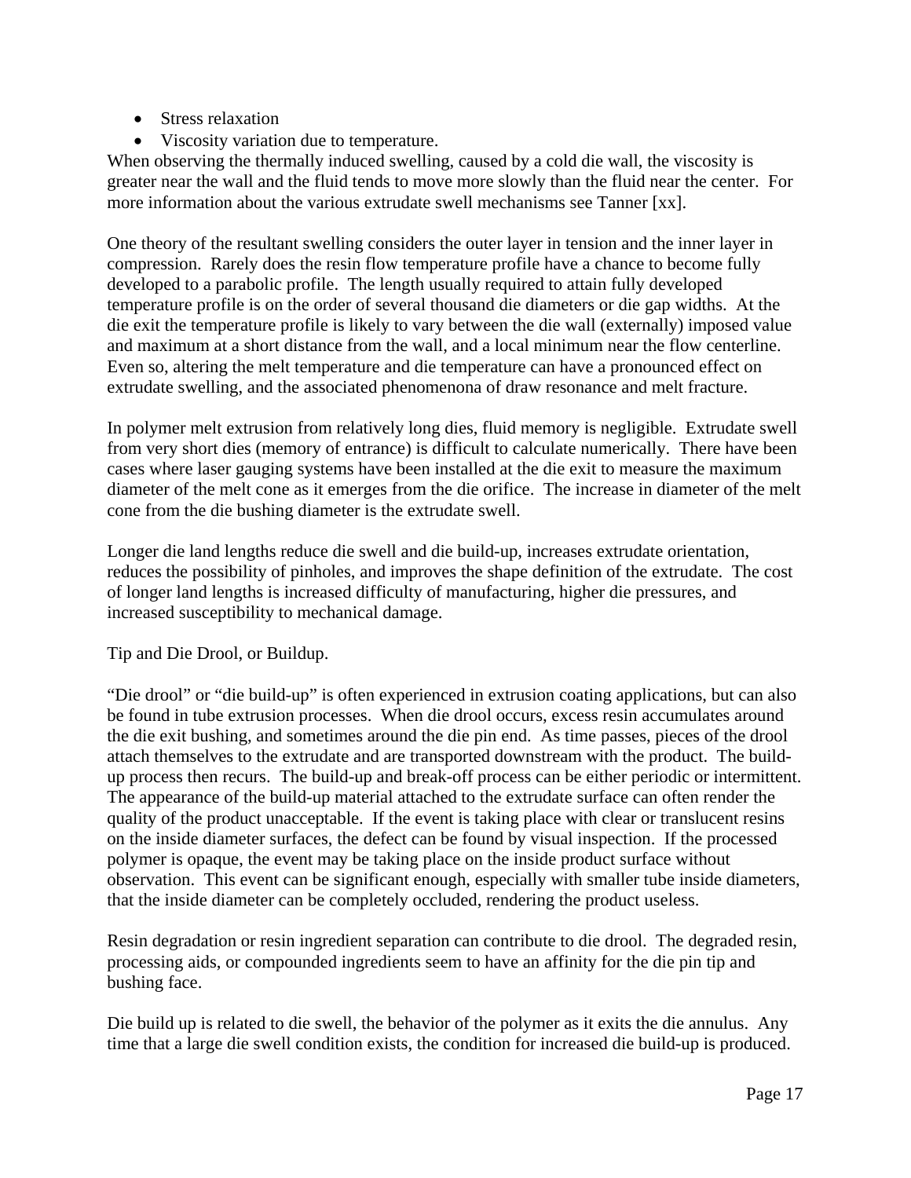- Stress relaxation
- Viscosity variation due to temperature.

When observing the thermally induced swelling, caused by a cold die wall, the viscosity is greater near the wall and the fluid tends to move more slowly than the fluid near the center. For more information about the various extrudate swell mechanisms see Tanner [xx].

One theory of the resultant swelling considers the outer layer in tension and the inner layer in compression. Rarely does the resin flow temperature profile have a chance to become fully developed to a parabolic profile. The length usually required to attain fully developed temperature profile is on the order of several thousand die diameters or die gap widths. At the die exit the temperature profile is likely to vary between the die wall (externally) imposed value and maximum at a short distance from the wall, and a local minimum near the flow centerline. Even so, altering the melt temperature and die temperature can have a pronounced effect on extrudate swelling, and the associated phenomenona of draw resonance and melt fracture.

In polymer melt extrusion from relatively long dies, fluid memory is negligible. Extrudate swell from very short dies (memory of entrance) is difficult to calculate numerically. There have been cases where laser gauging systems have been installed at the die exit to measure the maximum diameter of the melt cone as it emerges from the die orifice. The increase in diameter of the melt cone from the die bushing diameter is the extrudate swell.

Longer die land lengths reduce die swell and die build-up, increases extrudate orientation, reduces the possibility of pinholes, and improves the shape definition of the extrudate. The cost of longer land lengths is increased difficulty of manufacturing, higher die pressures, and increased susceptibility to mechanical damage.

Tip and Die Drool, or Buildup.

"Die drool" or "die build-up" is often experienced in extrusion coating applications, but can also be found in tube extrusion processes. When die drool occurs, excess resin accumulates around the die exit bushing, and sometimes around the die pin end. As time passes, pieces of the drool attach themselves to the extrudate and are transported downstream with the product. The build-up process then recurs. The build-up and break-off process can be either periodic or intermittent. The appearance of the build-up material attached to the extrudate surface can often render the quality of the product unacceptable. If the event is taking place with clear or translucent resins on the inside diameter surfaces, the defect can be found by visual inspection. If the processed polymer is opaque, the event may be taking place on the inside product surface without observation. This event can be significant enough, especially with smaller tube inside diameters, that the inside diameter can be completely occluded, rendering the product useless.

Resin degradation or resin ingredient separation can contribute to die drool. The degraded resin, processing aids, or compounded ingredients seem to have an affinity for the die pin tip and bushing face.

Die build up is related to die swell, the behavior of the polymer as it exits the die annulus. Any time that a large die swell condition exists, the condition for increased die build-up is produced.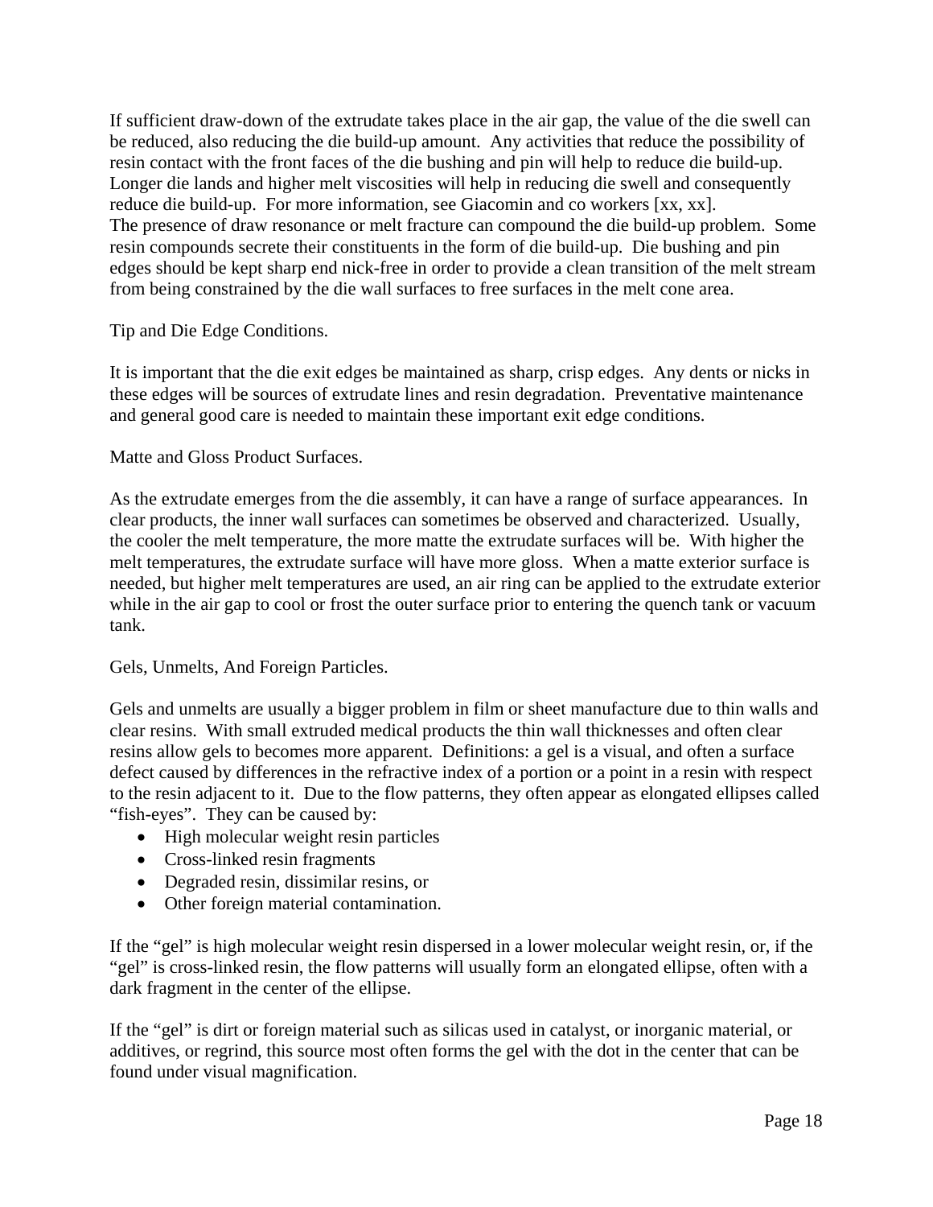If sufficient draw-down of the extrudate takes place in the air gap, the value of the die swell can be reduced, also reducing the die build-up amount. Any activities that reduce the possibility of resin contact with the front faces of the die bushing and pin will help to reduce die build-up. Longer die lands and higher melt viscosities will help in reducing die swell and consequently reduce die build-up. For more information, see Giacomin and co workers [xx, xx].
The presence of draw resonance or melt fracture can compound the die build-up problem. Some resin compounds secrete their constituents in the form of die build-up. Die bushing and pin edges should be kept sharp end nick-free in order to provide a clean transition of the melt stream from being constrained by the die wall surfaces to free surfaces in the melt cone area.

Tip and Die Edge Conditions.

It is important that the die exit edges be maintained as sharp, crisp edges. Any dents or nicks in these edges will be sources of extrudate lines and resin degradation. Preventative maintenance and general good care is needed to maintain these important exit edge conditions.

Matte and Gloss Product Surfaces.

As the extrudate emerges from the die assembly, it can have a range of surface appearances. In clear products, the inner wall surfaces can sometimes be observed and characterized. Usually, the cooler the melt temperature, the more matte the extrudate surfaces will be. With higher the melt temperatures, the extrudate surface will have more gloss. When a matte exterior surface is needed, but higher melt temperatures are used, an air ring can be applied to the extrudate exterior while in the air gap to cool or frost the outer surface prior to entering the quench tank or vacuum tank.

Gels, Unmelts, And Foreign Particles.

Gels and unmelts are usually a bigger problem in film or sheet manufacture due to thin walls and clear resins. With small extruded medical products the thin wall thicknesses and often clear resins allow gels to becomes more apparent. Definitions: a gel is a visual, and often a surface defect caused by differences in the refractive index of a portion or a point in a resin with respect to the resin adjacent to it. Due to the flow patterns, they often appear as elongated ellipses called "fish-eyes". They can be caused by:

- High molecular weight resin particles
- Cross-linked resin fragments
- Degraded resin, dissimilar resins, or
- Other foreign material contamination.

If the "gel" is high molecular weight resin dispersed in a lower molecular weight resin, or, if the "gel" is cross-linked resin, the flow patterns will usually form an elongated ellipse, often with a dark fragment in the center of the ellipse.

If the "gel" is dirt or foreign material such as silicas used in catalyst, or inorganic material, or additives, or regrind, this source most often forms the gel with the dot in the center that can be found under visual magnification.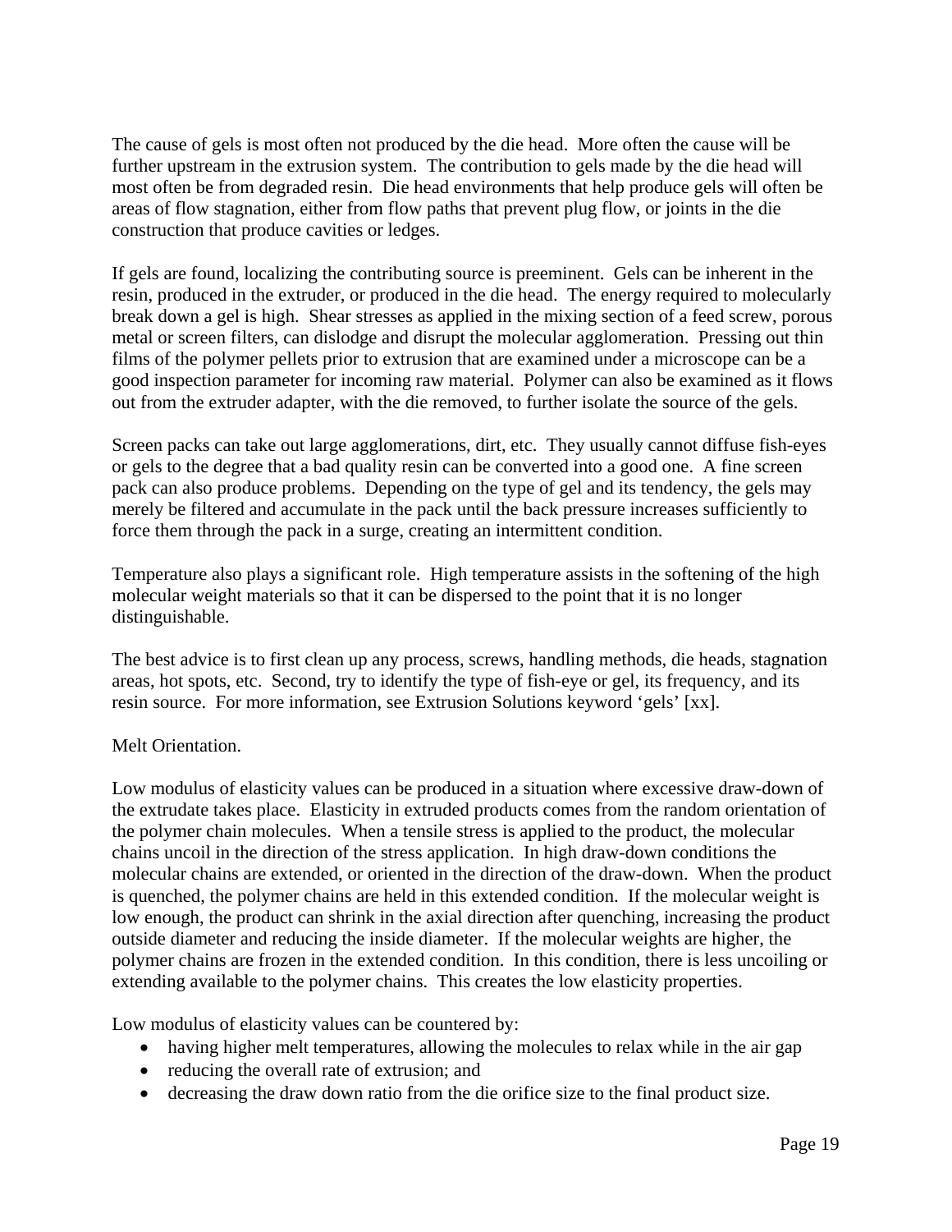The cause of gels is most often not produced by the die head. More often the cause will be further upstream in the extrusion system. The contribution to gels made by the die head will most often be from degraded resin. Die head environments that help produce gels will often be areas of flow stagnation, either from flow paths that prevent plug flow, or joints in the die construction that produce cavities or ledges.

If gels are found, localizing the contributing source is preeminent. Gels can be inherent in the resin, produced in the extruder, or produced in the die head. The energy required to molecularly break down a gel is high. Shear stresses as applied in the mixing section of a feed screw, porous metal or screen filters, can dislodge and disrupt the molecular agglomeration. Pressing out thin films of the polymer pellets prior to extrusion that are examined under a microscope can be a good inspection parameter for incoming raw material. Polymer can also be examined as it flows out from the extruder adapter, with the die removed, to further isolate the source of the gels.

Screen packs can take out large agglomerations, dirt, etc. They usually cannot diffuse fish-eyes or gels to the degree that a bad quality resin can be converted into a good one. A fine screen pack can also produce problems. Depending on the type of gel and its tendency, the gels may merely be filtered and accumulate in the pack until the back pressure increases sufficiently to force them through the pack in a surge, creating an intermittent condition.

Temperature also plays a significant role. High temperature assists in the softening of the high molecular weight materials so that it can be dispersed to the point that it is no longer distinguishable.

The best advice is to first clean up any process, screws, handling methods, die heads, stagnation areas, hot spots, etc. Second, try to identify the type of fish-eye or gel, its frequency, and its resin source. For more information, see Extrusion Solutions keyword 'gels' [xx].

Melt Orientation.

Low modulus of elasticity values can be produced in a situation where excessive draw-down of the extrudate takes place. Elasticity in extruded products comes from the random orientation of the polymer chain molecules. When a tensile stress is applied to the product, the molecular chains uncoil in the direction of the stress application. In high draw-down conditions the molecular chains are extended, or oriented in the direction of the draw-down. When the product is quenched, the polymer chains are held in this extended condition. If the molecular weight is low enough, the product can shrink in the axial direction after quenching, increasing the product outside diameter and reducing the inside diameter. If the molecular weights are higher, the polymer chains are frozen in the extended condition. In this condition, there is less uncoiling or extending available to the polymer chains. This creates the low elasticity properties.

Low modulus of elasticity values can be countered by:

- having higher melt temperatures, allowing the molecules to relax while in the air gap
- reducing the overall rate of extrusion; and
- decreasing the draw down ratio from the die orifice size to the final product size.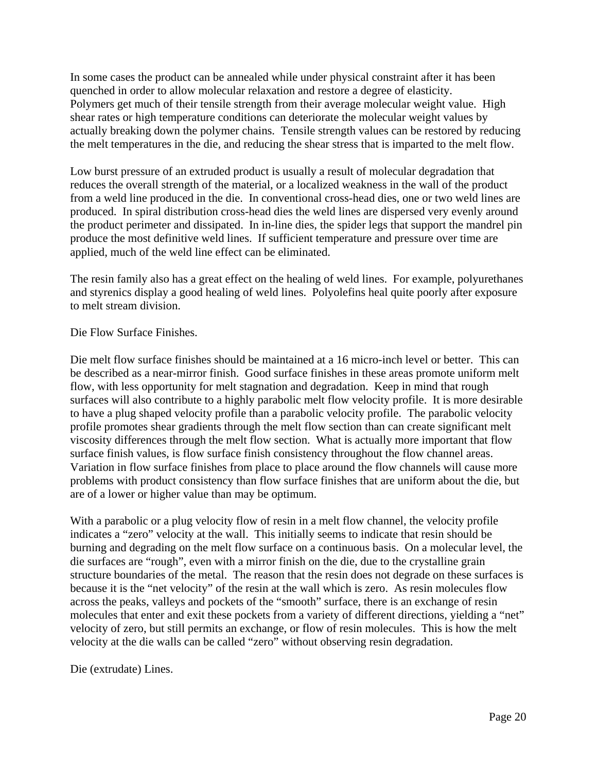In some cases the product can be annealed while under physical constraint after it has been quenched in order to allow molecular relaxation and restore a degree of elasticity. Polymers get much of their tensile strength from their average molecular weight value. High shear rates or high temperature conditions can deteriorate the molecular weight values by actually breaking down the polymer chains. Tensile strength values can be restored by reducing the melt temperatures in the die, and reducing the shear stress that is imparted to the melt flow.

Low burst pressure of an extruded product is usually a result of molecular degradation that reduces the overall strength of the material, or a localized weakness in the wall of the product from a weld line produced in the die. In conventional cross-head dies, one or two weld lines are produced. In spiral distribution cross-head dies the weld lines are dispersed very evenly around the product perimeter and dissipated. In in-line dies, the spider legs that support the mandrel pin produce the most definitive weld lines. If sufficient temperature and pressure over time are applied, much of the weld line effect can be eliminated.

The resin family also has a great effect on the healing of weld lines. For example, polyurethanes and styrenics display a good healing of weld lines. Polyolefins heal quite poorly after exposure to melt stream division.

Die Flow Surface Finishes.

Die melt flow surface finishes should be maintained at a 16 micro-inch level or better. This can be described as a near-mirror finish. Good surface finishes in these areas promote uniform melt flow, with less opportunity for melt stagnation and degradation. Keep in mind that rough surfaces will also contribute to a highly parabolic melt flow velocity profile. It is more desirable to have a plug shaped velocity profile than a parabolic velocity profile. The parabolic velocity profile promotes shear gradients through the melt flow section than can create significant melt viscosity differences through the melt flow section. What is actually more important that flow surface finish values, is flow surface finish consistency throughout the flow channel areas. Variation in flow surface finishes from place to place around the flow channels will cause more problems with product consistency than flow surface finishes that are uniform about the die, but are of a lower or higher value than may be optimum.

With a parabolic or a plug velocity flow of resin in a melt flow channel, the velocity profile indicates a "zero" velocity at the wall. This initially seems to indicate that resin should be burning and degrading on the melt flow surface on a continuous basis. On a molecular level, the die surfaces are "rough", even with a mirror finish on the die, due to the crystalline grain structure boundaries of the metal. The reason that the resin does not degrade on these surfaces is because it is the "net velocity" of the resin at the wall which is zero. As resin molecules flow across the peaks, valleys and pockets of the "smooth" surface, there is an exchange of resin molecules that enter and exit these pockets from a variety of different directions, yielding a "net" velocity of zero, but still permits an exchange, or flow of resin molecules. This is how the melt velocity at the die walls can be called "zero" without observing resin degradation.

Die (extrudate) Lines.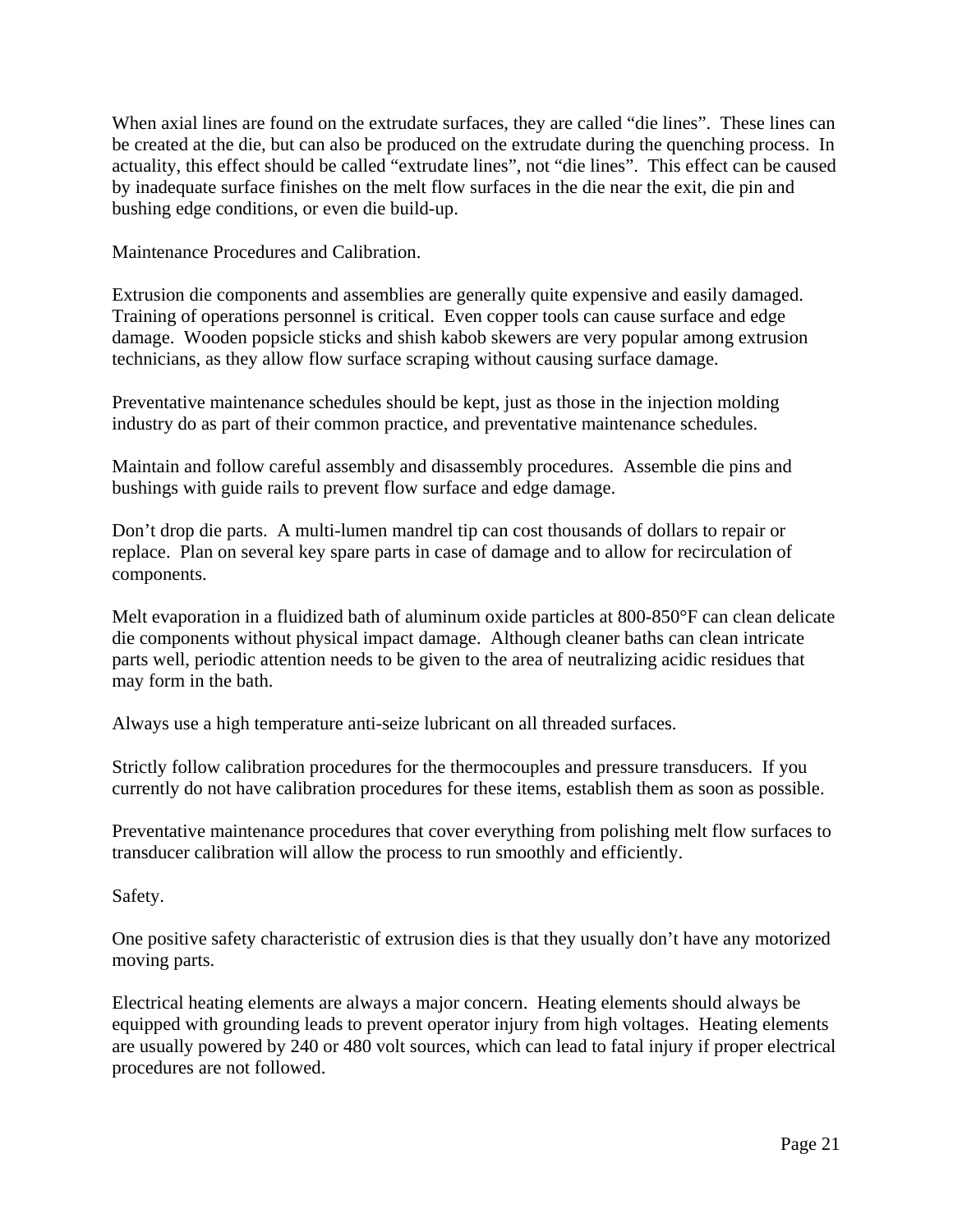When axial lines are found on the extrudate surfaces, they are called “die lines”. These lines can be created at the die, but can also be produced on the extrudate during the quenching process. In actuality, this effect should be called “extrudate lines”, not “die lines”. This effect can be caused by inadequate surface finishes on the melt flow surfaces in the die near the exit, die pin and bushing edge conditions, or even die build-up.

## Maintenance Procedures and Calibration.

Extrusion die components and assemblies are generally quite expensive and easily damaged. Training of operations personnel is critical. Even copper tools can cause surface and edge damage. Wooden popsicle sticks and shish kabob skewers are very popular among extrusion technicians, as they allow flow surface scraping without causing surface damage.

Preventative maintenance schedules should be kept, just as those in the injection molding industry do as part of their common practice, and preventative maintenance schedules.

Maintain and follow careful assembly and disassembly procedures. Assemble die pins and bushings with guide rails to prevent flow surface and edge damage.

Don’t drop die parts. A multi-lumen mandrel tip can cost thousands of dollars to repair or replace. Plan on several key spare parts in case of damage and to allow for recirculation of components.

Melt evaporation in a fluidized bath of aluminum oxide particles at 800-850°F can clean delicate die components without physical impact damage. Although cleaner baths can clean intricate parts well, periodic attention needs to be given to the area of neutralizing acidic residues that may form in the bath.

Always use a high temperature anti-seize lubricant on all threaded surfaces.

Strictly follow calibration procedures for the thermocouples and pressure transducers. If you currently do not have calibration procedures for these items, establish them as soon as possible.

Preventative maintenance procedures that cover everything from polishing melt flow surfaces to transducer calibration will allow the process to run smoothly and efficiently.

## Safety.

One positive safety characteristic of extrusion dies is that they usually don’t have any motorized moving parts.

Electrical heating elements are always a major concern. Heating elements should always be equipped with grounding leads to prevent operator injury from high voltages. Heating elements are usually powered by 240 or 480 volt sources, which can lead to fatal injury if proper electrical procedures are not followed.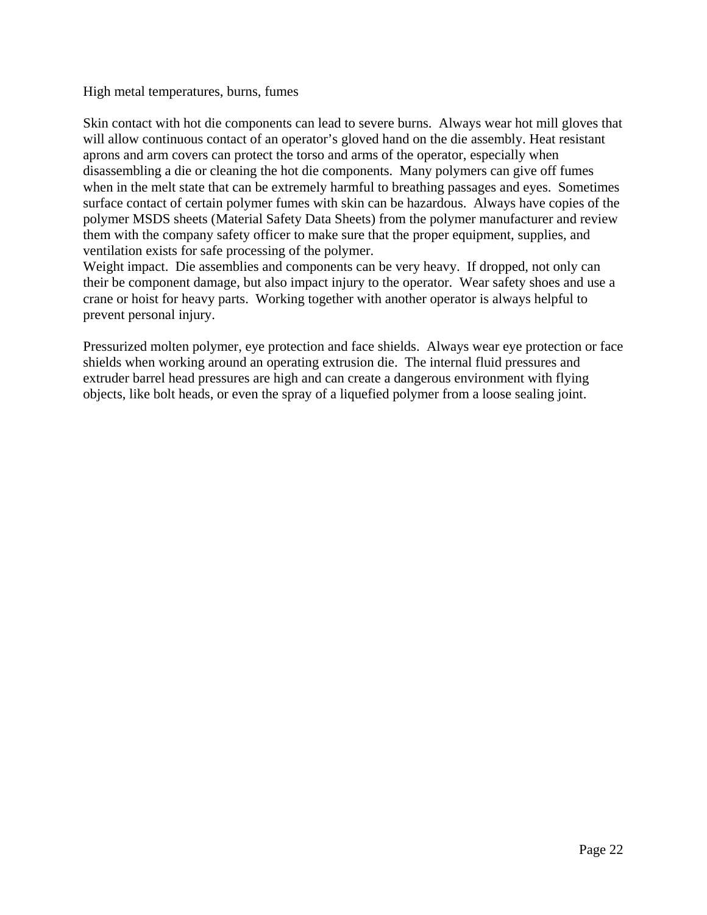High metal temperatures, burns, fumes

Skin contact with hot die components can lead to severe burns. Always wear hot mill gloves that will allow continuous contact of an operator's gloved hand on the die assembly. Heat resistant aprons and arm covers can protect the torso and arms of the operator, especially when disassembling a die or cleaning the hot die components. Many polymers can give off fumes when in the melt state that can be extremely harmful to breathing passages and eyes. Sometimes surface contact of certain polymer fumes with skin can be hazardous. Always have copies of the polymer MSDS sheets (Material Safety Data Sheets) from the polymer manufacturer and review them with the company safety officer to make sure that the proper equipment, supplies, and ventilation exists for safe processing of the polymer.
Weight impact. Die assemblies and components can be very heavy. If dropped, not only can their be component damage, but also impact injury to the operator. Wear safety shoes and use a crane or hoist for heavy parts. Working together with another operator is always helpful to prevent personal injury.

Pressurized molten polymer, eye protection and face shields. Always wear eye protection or face shields when working around an operating extrusion die. The internal fluid pressures and extruder barrel head pressures are high and can create a dangerous environment with flying objects, like bolt heads, or even the spray of a liquefied polymer from a loose sealing joint.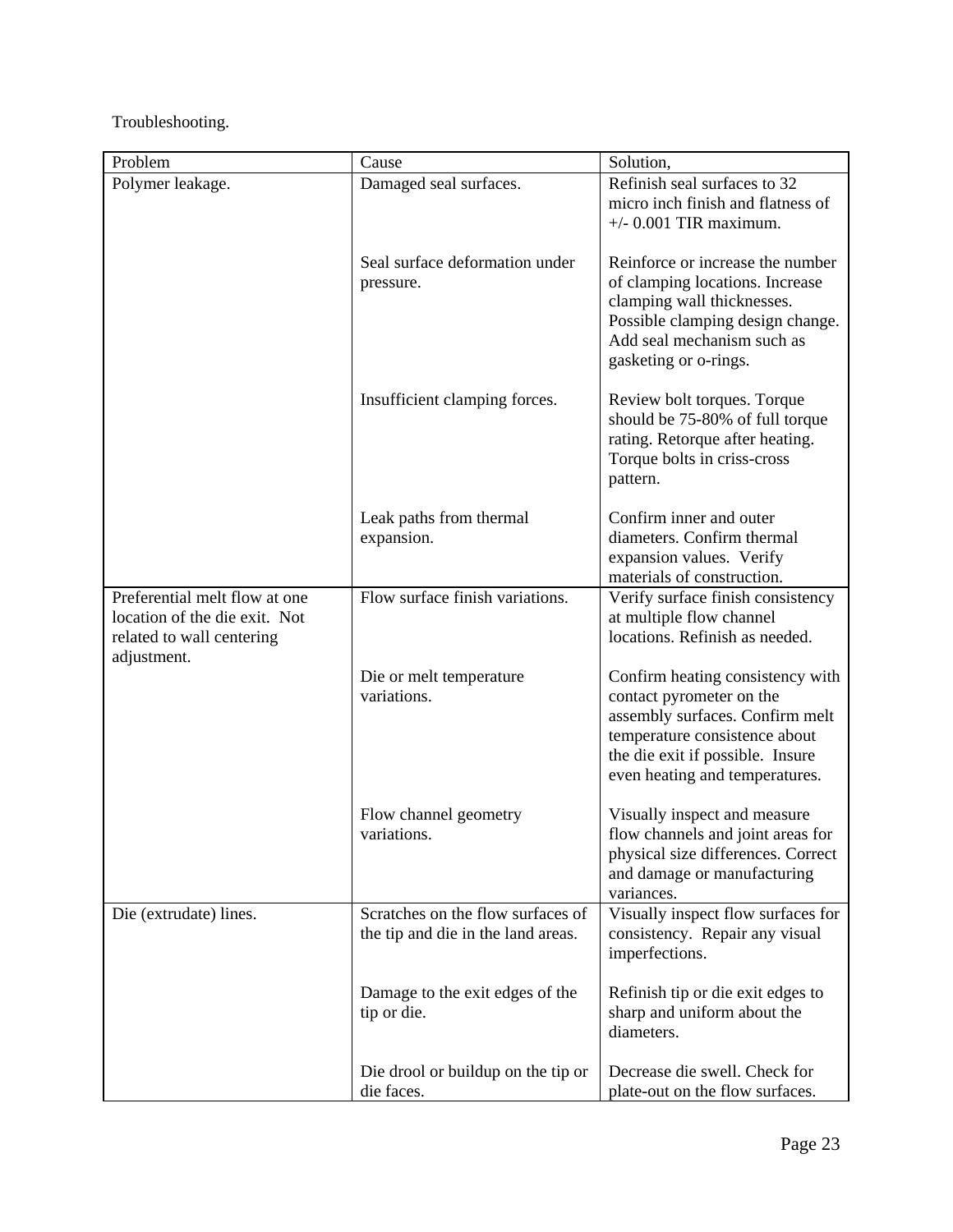Troubleshooting.

| Problem | Cause | Solution, |
|---|---|---|
| Polymer leakage. | Damaged seal surfaces. | Refinish seal surfaces to 32 micro inch finish and flatness of +/- 0.001 TIR maximum. |
| | Seal surface deformation under pressure. | Reinforce or increase the number of clamping locations. Increase clamping wall thicknesses. Possible clamping design change. Add seal mechanism such as gasketing or o-rings. |
| | Insufficient clamping forces. | Review bolt torques. Torque should be 75-80% of full torque rating. Retorque after heating. Torque bolts in criss-cross pattern. |
| | Leak paths from thermal expansion. | Confirm inner and outer diameters. Confirm thermal expansion values. Verify materials of construction. |
| Preferential melt flow at one location of the die exit. Not related to wall centering adjustment. | Flow surface finish variations. | Verify surface finish consistency at multiple flow channel locations. Refinish as needed. |
| | Die or melt temperature variations. | Confirm heating consistency with contact pyrometer on the assembly surfaces. Confirm melt temperature consistence about the die exit if possible. Insure even heating and temperatures. |
| | Flow channel geometry variations. | Visually inspect and measure flow channels and joint areas for physical size differences. Correct and damage or manufacturing variances. |
| Die (extrudate) lines. | Scratches on the flow surfaces of the tip and die in the land areas. | Visually inspect flow surfaces for consistency. Repair any visual imperfections. |
| | Damage to the exit edges of the tip or die. | Refinish tip or die exit edges to sharp and uniform about the diameters. |
| | Die drool or buildup on the tip or die faces. | Decrease die swell. Check for plate-out on the flow surfaces. |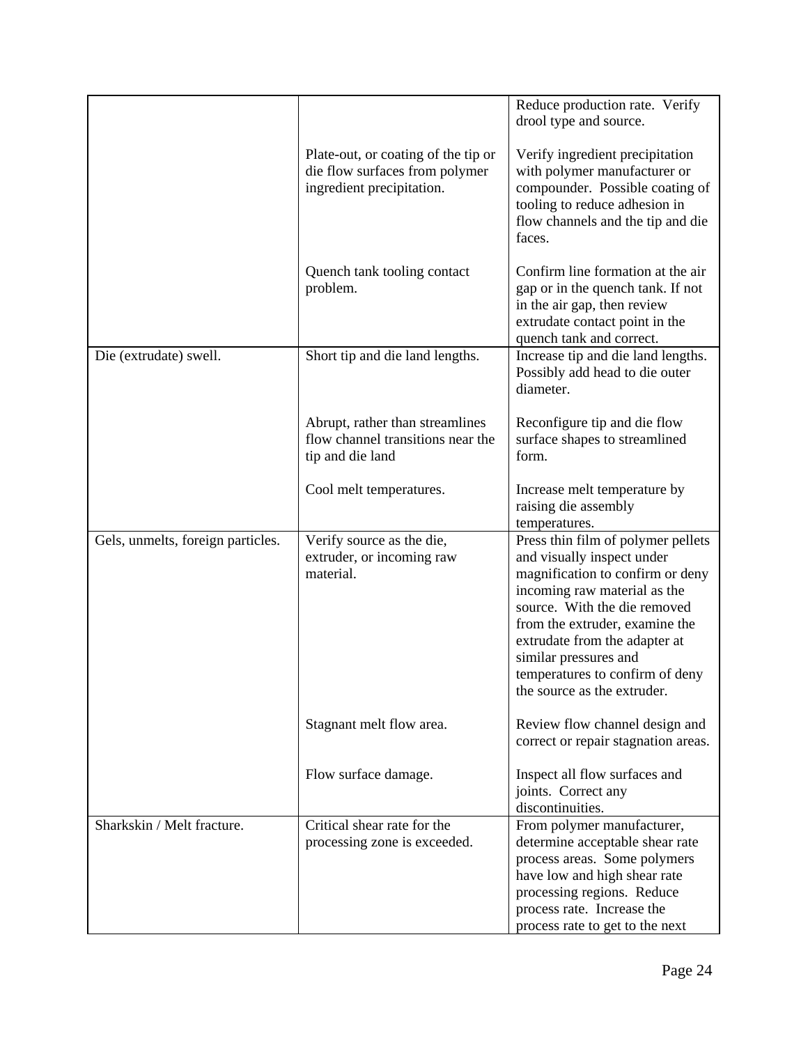| | | |
|---|---|---|
| | | Reduce production rate. Verify drool type and source. |
| | Plate-out, or coating of the tip or die flow surfaces from polymer ingredient precipitation. | Verify ingredient precipitation with polymer manufacturer or compounder. Possible coating of tooling to reduce adhesion in flow channels and the tip and die faces. |
| | Quench tank tooling contact problem. | Confirm line formation at the air gap or in the quench tank. If not in the air gap, then review extrudate contact point in the quench tank and correct. |
| Die (extrudate) swell. | Short tip and die land lengths. | Increase tip and die land lengths. Possibly add head to die outer diameter. |
| | Abrupt, rather than streamlines flow channel transitions near the tip and die land | Reconfigure tip and die flow surface shapes to streamlined form. |
| | Cool melt temperatures. | Increase melt temperature by raising die assembly temperatures. |
| Gels, unmelts, foreign particles. | Verify source as the die, extruder, or incoming raw material. | Press thin film of polymer pellets and visually inspect under magnification to confirm or deny incoming raw material as the source. With the die removed from the extruder, examine the extrudate from the adapter at similar pressures and temperatures to confirm of deny the source as the extruder. |
| | Stagnant melt flow area. | Review flow channel design and correct or repair stagnation areas. |
| | Flow surface damage. | Inspect all flow surfaces and joints. Correct any discontinuities. |
| Sharkskin / Melt fracture. | Critical shear rate for the processing zone is exceeded. | From polymer manufacturer, determine acceptable shear rate process areas. Some polymers have low and high shear rate processing regions. Reduce process rate. Increase the process rate to get to the next |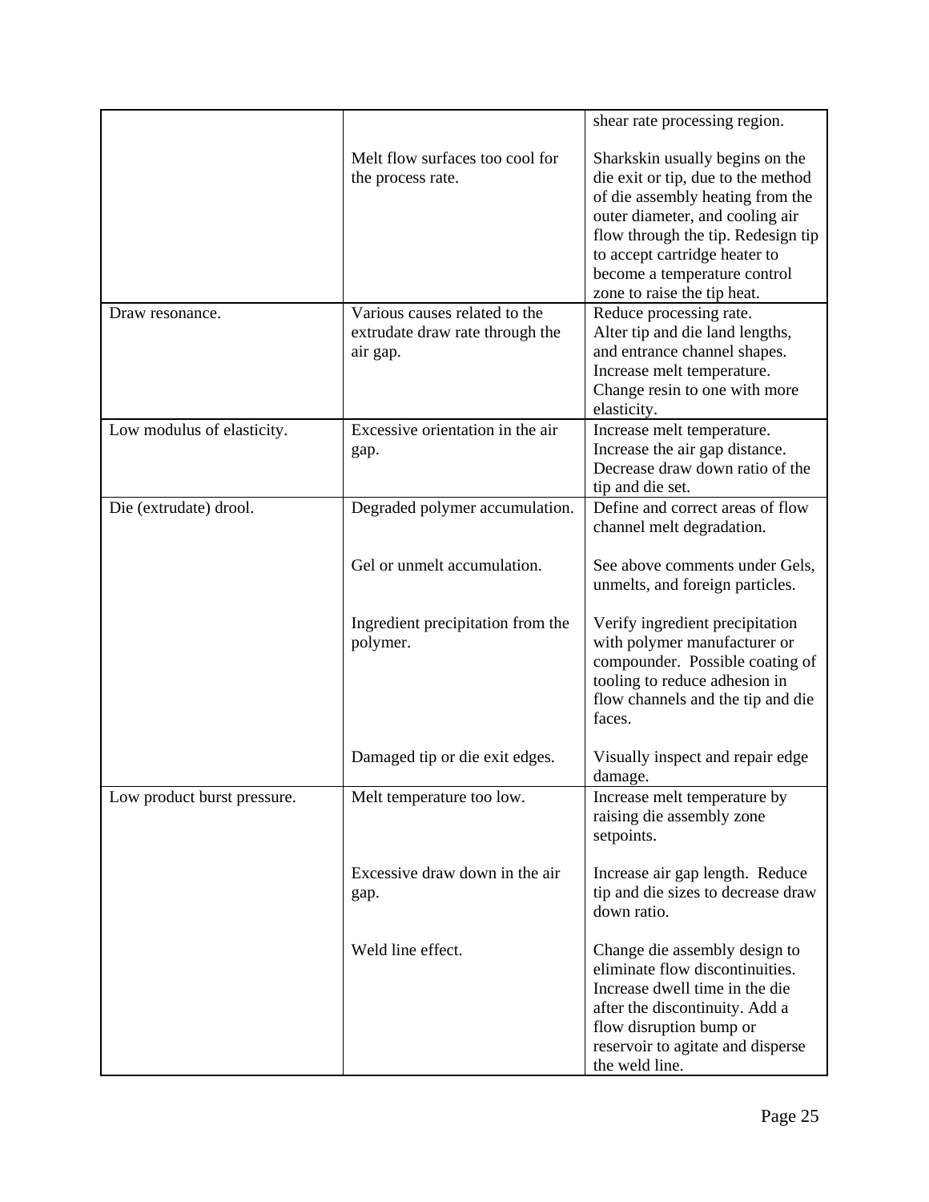| | | |
|---|---|---|
| | | shear rate processing region. |
| | Melt flow surfaces too cool for the process rate. | Sharkskin usually begins on the die exit or tip, due to the method of die assembly heating from the outer diameter, and cooling air flow through the tip. Redesign tip to accept cartridge heater to become a temperature control zone to raise the tip heat. |
| Draw resonance. | Various causes related to the extrudate draw rate through the air gap. | Reduce processing rate.<br>Alter tip and die land lengths, and entrance channel shapes.<br>Increase melt temperature.<br>Change resin to one with more elasticity. |
| Low modulus of elasticity. | Excessive orientation in the air gap. | Increase melt temperature.<br>Increase the air gap distance.<br>Decrease draw down ratio of the tip and die set. |
| Die (extrudate) drool. | Degraded polymer accumulation. | Define and correct areas of flow channel melt degradation. |
| | Gel or unmelt accumulation. | See above comments under Gels, unmelts, and foreign particles. |
| | Ingredient precipitation from the polymer. | Verify ingredient precipitation with polymer manufacturer or compounder. Possible coating of tooling to reduce adhesion in flow channels and the tip and die faces. |
| | Damaged tip or die exit edges. | Visually inspect and repair edge damage. |
| Low product burst pressure. | Melt temperature too low. | Increase melt temperature by raising die assembly zone setpoints. |
| | Excessive draw down in the air gap. | Increase air gap length. Reduce tip and die sizes to decrease draw down ratio. |
| | Weld line effect. | Change die assembly design to eliminate flow discontinuities. Increase dwell time in the die after the discontinuity. Add a flow disruption bump or reservoir to agitate and disperse the weld line. |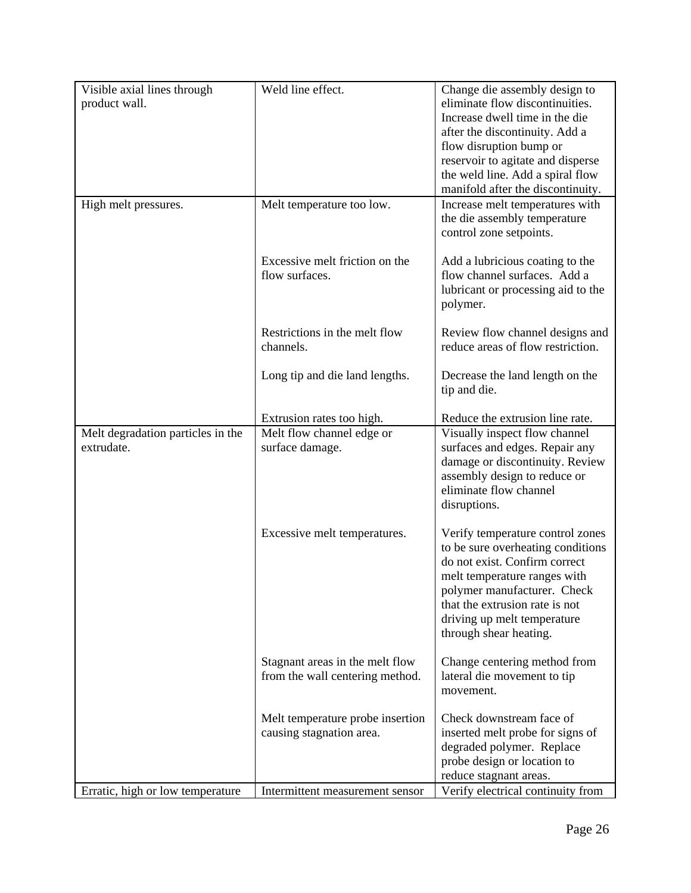| | | |
|---|---|---|
| Visible axial lines through product wall. | Weld line effect. | Change die assembly design to eliminate flow discontinuities. Increase dwell time in the die after the discontinuity. Add a flow disruption bump or reservoir to agitate and disperse the weld line. Add a spiral flow manifold after the discontinuity. |
| High melt pressures. | Melt temperature too low. | Increase melt temperatures with the die assembly temperature control zone setpoints. |
| | Excessive melt friction on the flow surfaces. | Add a lubricious coating to the flow channel surfaces. Add a lubricant or processing aid to the polymer. |
| | Restrictions in the melt flow channels. | Review flow channel designs and reduce areas of flow restriction. |
| | Long tip and die land lengths. | Decrease the land length on the tip and die. |
| | Extrusion rates too high. | Reduce the extrusion line rate. |
| Melt degradation particles in the extrudate. | Melt flow channel edge or surface damage. | Visually inspect flow channel surfaces and edges. Repair any damage or discontinuity. Review assembly design to reduce or eliminate flow channel disruptions. |
| | Excessive melt temperatures. | Verify temperature control zones to be sure overheating conditions do not exist. Confirm correct melt temperature ranges with polymer manufacturer. Check that the extrusion rate is not driving up melt temperature through shear heating. |
| | Stagnant areas in the melt flow from the wall centering method. | Change centering method from lateral die movement to tip movement. |
| | Melt temperature probe insertion causing stagnation area. | Check downstream face of inserted melt probe for signs of degraded polymer. Replace probe design or location to reduce stagnant areas. |
| Erratic, high or low temperature | Intermittent measurement sensor | Verify electrical continuity from |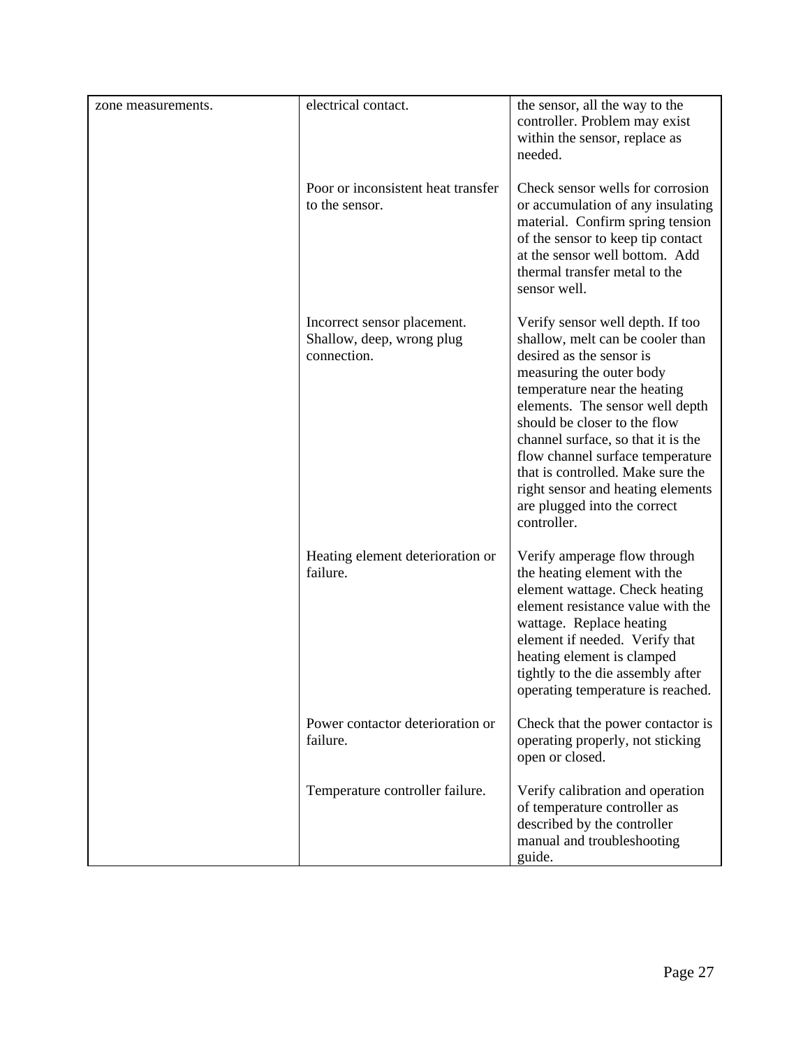| | | |
|---|---|---|
| zone measurements. | electrical contact. | the sensor, all the way to the controller. Problem may exist within the sensor, replace as needed. |
| | Poor or inconsistent heat transfer to the sensor. | Check sensor wells for corrosion or accumulation of any insulating material. Confirm spring tension of the sensor to keep tip contact at the sensor well bottom. Add thermal transfer metal to the sensor well. |
| | Incorrect sensor placement. Shallow, deep, wrong plug connection. | Verify sensor well depth. If too shallow, melt can be cooler than desired as the sensor is measuring the outer body temperature near the heating elements. The sensor well depth should be closer to the flow channel surface, so that it is the flow channel surface temperature that is controlled. Make sure the right sensor and heating elements are plugged into the correct controller. |
| | Heating element deterioration or failure. | Verify amperage flow through the heating element with the element wattage. Check heating element resistance value with the wattage. Replace heating element if needed. Verify that heating element is clamped tightly to the die assembly after operating temperature is reached. |
| | Power contactor deterioration or failure. | Check that the power contactor is operating properly, not sticking open or closed. |
| | Temperature controller failure. | Verify calibration and operation of temperature controller as described by the controller manual and troubleshooting guide. |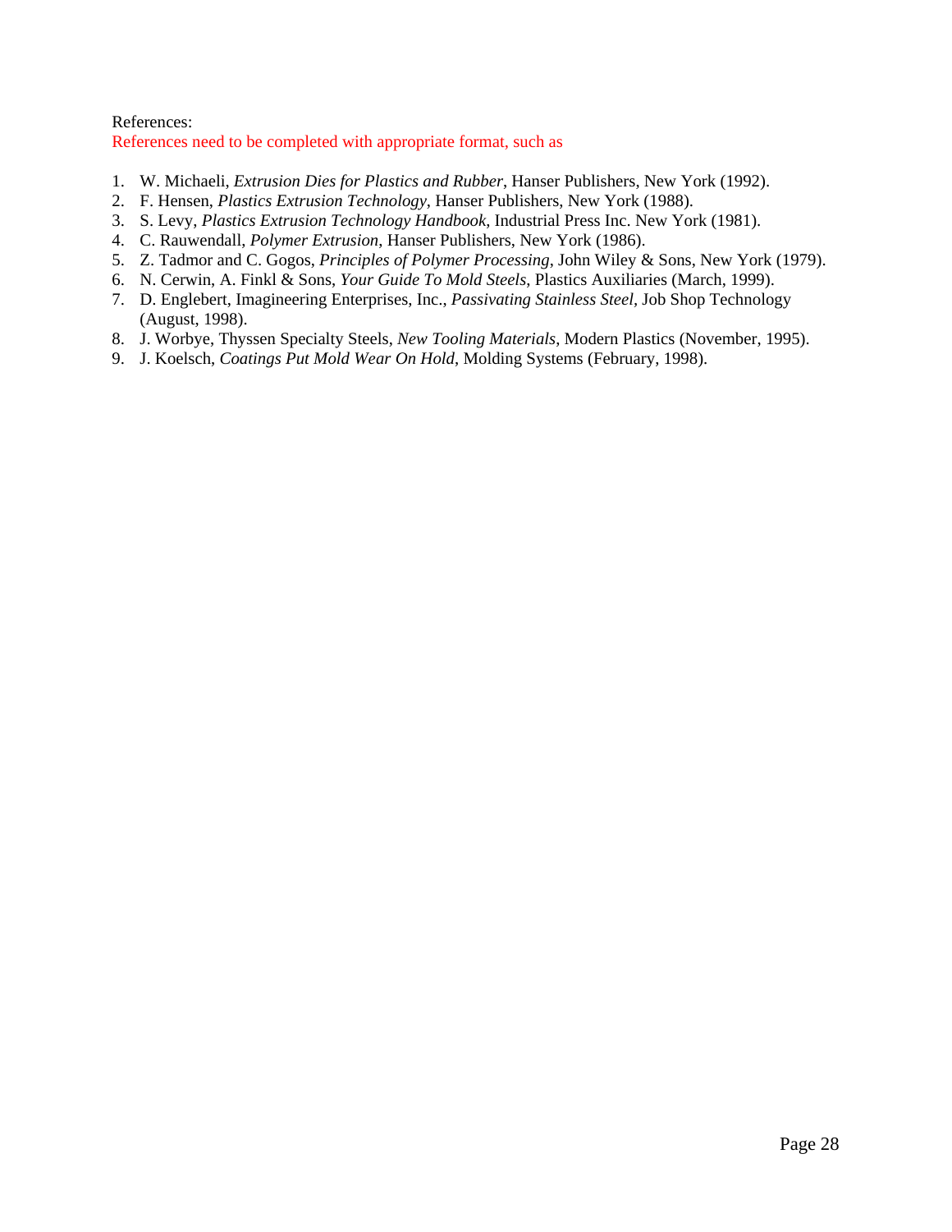References:

References need to be completed with appropriate format, such as

1. W. Michaeli, *Extrusion Dies for Plastics and Rubber*, Hanser Publishers, New York (1992).
2. F. Hensen, *Plastics Extrusion Technology*, Hanser Publishers, New York (1988).
3. S. Levy, *Plastics Extrusion Technology Handbook*, Industrial Press Inc. New York (1981).
4. C. Rauwendall, *Polymer Extrusion*, Hanser Publishers, New York (1986).
5. Z. Tadmor and C. Gogos, *Principles of Polymer Processing*, John Wiley & Sons, New York (1979).
6. N. Cerwin, A. Finkl & Sons, *Your Guide To Mold Steels*, Plastics Auxiliaries (March, 1999).
7. D. Englebert, Imagineering Enterprises, Inc., *Passivating Stainless Steel*, Job Shop Technology (August, 1998).
8. J. Worbye, Thyssen Specialty Steels, *New Tooling Materials*, Modern Plastics (November, 1995).
9. J. Koelsch, *Coatings Put Mold Wear On Hold*, Molding Systems (February, 1998).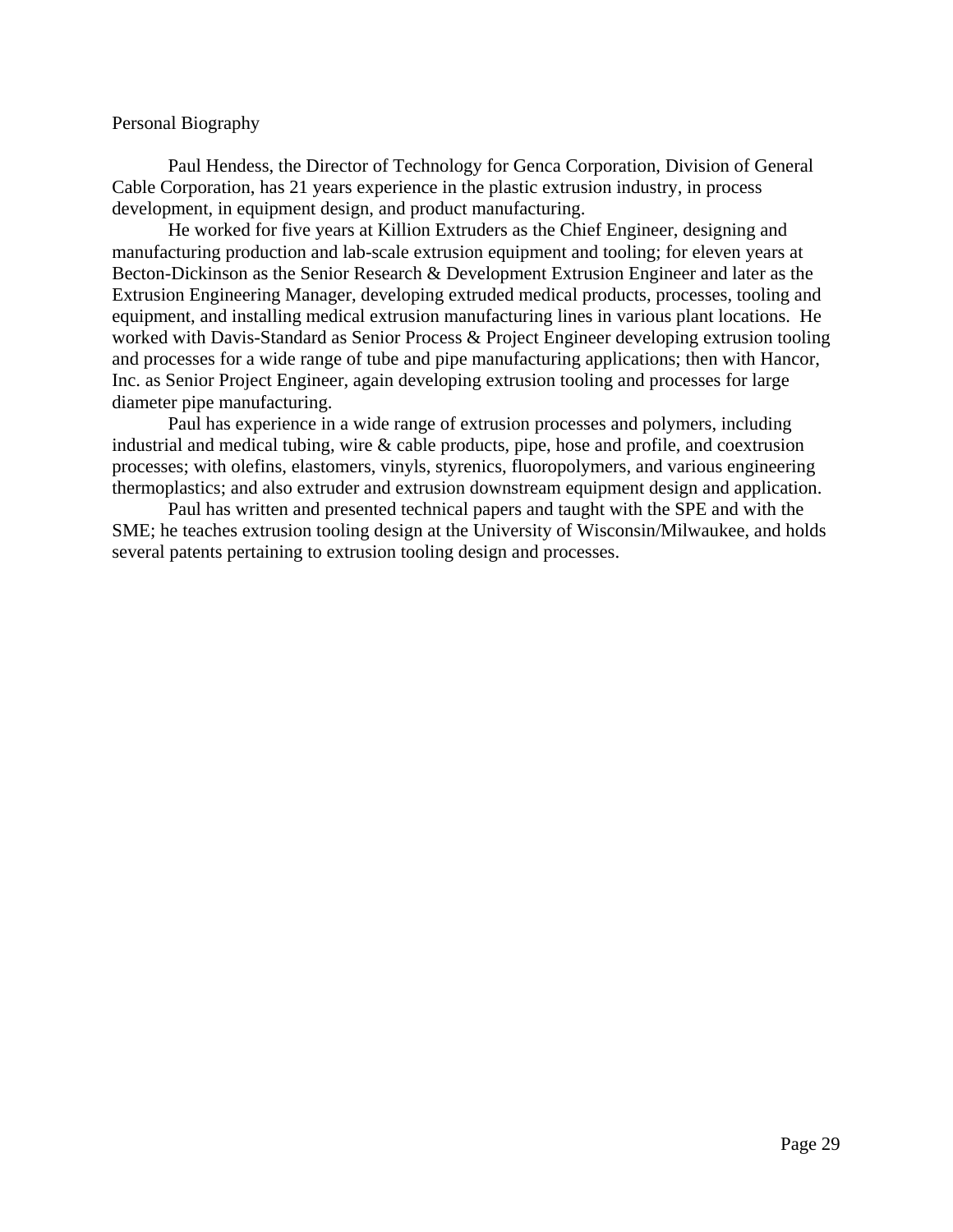Personal Biography

Paul Hendess, the Director of Technology for Genca Corporation, Division of General Cable Corporation, has 21 years experience in the plastic extrusion industry, in process development, in equipment design, and product manufacturing.

He worked for five years at Killion Extruders as the Chief Engineer, designing and manufacturing production and lab-scale extrusion equipment and tooling; for eleven years at Becton-Dickinson as the Senior Research & Development Extrusion Engineer and later as the Extrusion Engineering Manager, developing extruded medical products, processes, tooling and equipment, and installing medical extrusion manufacturing lines in various plant locations. He worked with Davis-Standard as Senior Process & Project Engineer developing extrusion tooling and processes for a wide range of tube and pipe manufacturing applications; then with Hancor, Inc. as Senior Project Engineer, again developing extrusion tooling and processes for large diameter pipe manufacturing.

Paul has experience in a wide range of extrusion processes and polymers, including industrial and medical tubing, wire & cable products, pipe, hose and profile, and coextrusion processes; with olefins, elastomers, vinyls, styrenics, fluoropolymers, and various engineering thermoplastics; and also extruder and extrusion downstream equipment design and application.

Paul has written and presented technical papers and taught with the SPE and with the SME; he teaches extrusion tooling design at the University of Wisconsin/Milwaukee, and holds several patents pertaining to extrusion tooling design and processes.